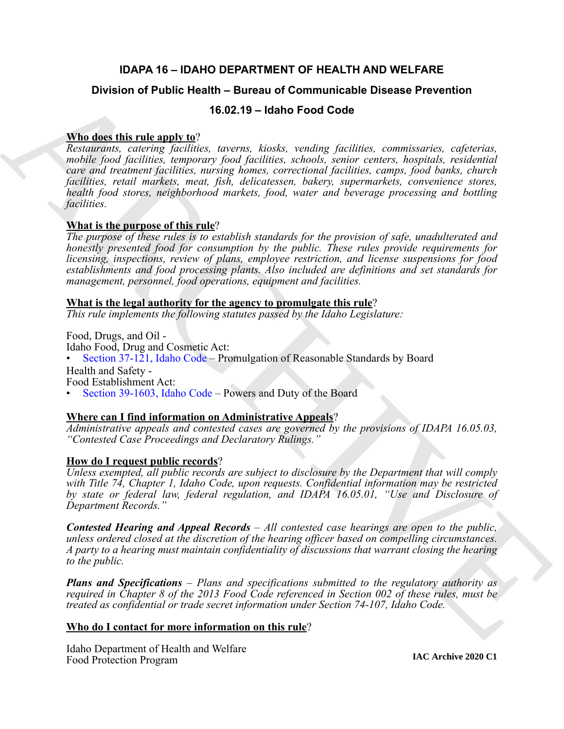# IDAPA 16 – IDAHO DEPARTMENT OF HEALTH AND WELFARE

## Division of Public Health – Bureau of Communicable Disease Prevention

## 16.02.19 – Idaho Food Code

**Who does this rule apply to**?

*Restaurants, catering facilities, taverns, kiosks, vending facilities, commissaries, cafeterias, mobile food facilities, temporary food facilities, schools, senior centers, hospitals, residential care and treatment facilities, nursing homes, correctional facilities, camps, food banks, church facilities, retail markets, meat, fish, delicatessen, bakery, supermarkets, convenience stores, health food stores, neighborhood markets, food, water and beverage processing and bottling facilities.*

**What is the purpose of this rule**?

*The purpose of these rules is to establish standards for the provision of safe, unadulterated and honestly presented food for consumption by the public. These rules provide requirements for licensing, inspections, review of plans, employee restriction, and license suspensions for food establishments and food processing plants. Also included are definitions and set standards for management, personnel, food operations, equipment and facilities.*

**What is the legal authority for the agency to promulgate this rule**?

*This rule implements the following statutes passed by the Idaho Legislature:*

Food, Drugs, and Oil -
Idaho Food, Drug and Cosmetic Act:
- Section 37-121, Idaho Code – Promulgation of Reasonable Standards by Board

Health and Safety -
Food Establishment Act:
- Section 39-1603, Idaho Code – Powers and Duty of the Board

**Where can I find information on Administrative Appeals**?

*Administrative appeals and contested cases are governed by the provisions of IDAPA 16.05.03, "Contested Case Proceedings and Declaratory Rulings."*

**How do I request public records**?

*Unless exempted, all public records are subject to disclosure by the Department that will comply with Title 74, Chapter 1, Idaho Code, upon requests. Confidential information may be restricted by state or federal law, federal regulation, and IDAPA 16.05.01, "Use and Disclosure of Department Records."*

***Contested Hearing and Appeal Records*** *– All contested case hearings are open to the public, unless ordered closed at the discretion of the hearing officer based on compelling circumstances. A party to a hearing must maintain confidentiality of discussions that warrant closing the hearing to the public.*

***Plans and Specifications*** *– Plans and specifications submitted to the regulatory authority as required in Chapter 8 of the 2013 Food Code referenced in Section 002 of these rules, must be treated as confidential or trade secret information under Section 74-107, Idaho Code.*

**Who do I contact for more information on this rule**?

Idaho Department of Health and Welfare
Food Protection Program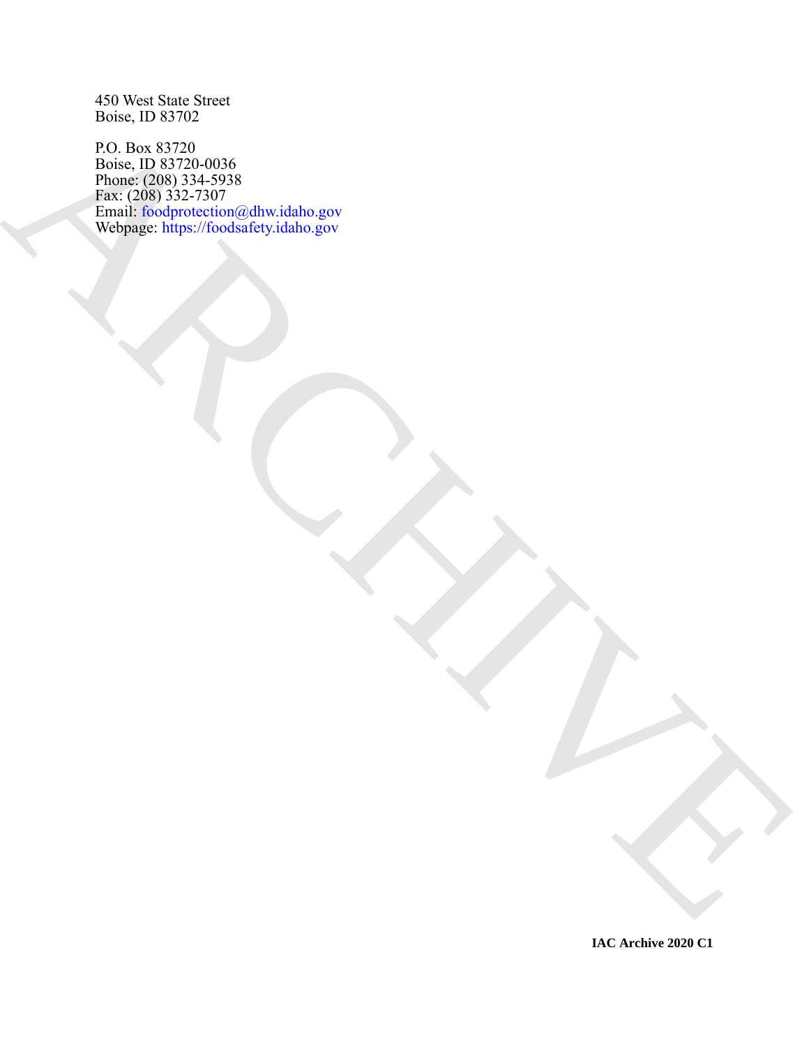450 West State Street
Boise, ID 83702

P.O. Box 83720
Boise, ID 83720-0036
Phone: (208) 334-5938
Fax: (208) 332-7307
Email: foodprotection@dhw.idaho.gov
Webpage: https://foodsafety.idaho.gov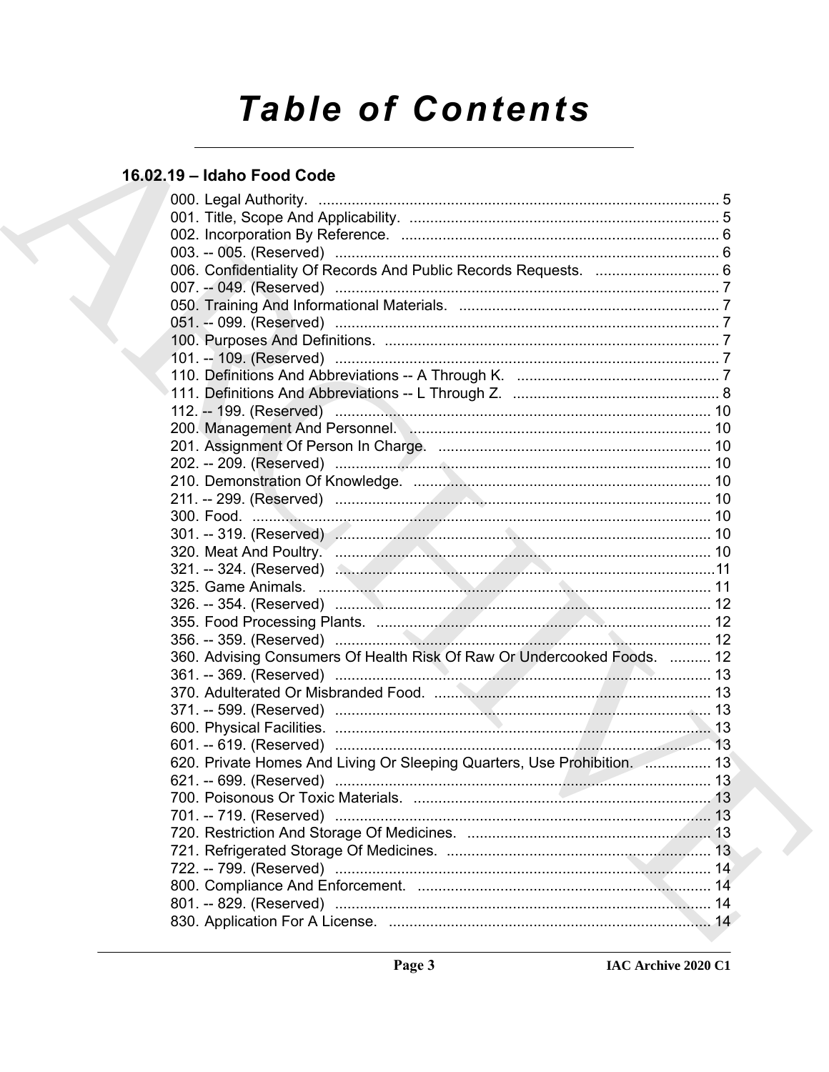# Table of Contents

## 16.02.19 – Idaho Food Code

000. Legal Authority. ..................................................................................................... 5
001. Title, Scope And Applicability. ............................................................................. 5
002. Incorporation By Reference. ................................................................................. 6
003. -- 005. (Reserved) ................................................................................................. 6
006. Confidentiality Of Records And Public Records Requests. ................................. 6
007. -- 049. (Reserved) ................................................................................................. 7
050. Training And Informational Materials. ................................................................. 7
051. -- 099. (Reserved) ................................................................................................. 7
100. Purposes And Definitions. .................................................................................... 7
101. -- 109. (Reserved) ................................................................................................. 7
110. Definitions And Abbreviations -- A Through K. ................................................... 7
111. Definitions And Abbreviations -- L Through Z. .................................................... 8
112. -- 199. (Reserved) ............................................................................................... 10
200. Management And Personnel. ............................................................................ 10
201. Assignment Of Person In Charge. ..................................................................... 10
202. -- 209. (Reserved) ............................................................................................... 10
210. Demonstration Of Knowledge. ........................................................................... 10
211. -- 299. (Reserved) ............................................................................................... 10
300. Food. ................................................................................................................... 10
301. -- 319. (Reserved) ............................................................................................... 10
320. Meat And Poultry. .............................................................................................. 10
321. -- 324. (Reserved) ............................................................................................... 11
325. Game Animals. ................................................................................................... 11
326. -- 354. (Reserved) ............................................................................................... 12
355. Food Processing Plants. ..................................................................................... 12
356. -- 359. (Reserved) ............................................................................................... 12
360. Advising Consumers Of Health Risk Of Raw Or Undercooked Foods. .......... 12
361. -- 369. (Reserved) ............................................................................................... 13
370. Adulterated Or Misbranded Food. ..................................................................... 13
371. -- 599. (Reserved) ............................................................................................... 13
600. Physical Facilities. .............................................................................................. 13
601. -- 619. (Reserved) ............................................................................................... 13
620. Private Homes And Living Or Sleeping Quarters, Use Prohibition. ................ 13
621. -- 699. (Reserved) ............................................................................................... 13
700. Poisonous Or Toxic Materials. ........................................................................... 13
701. -- 719. (Reserved) ............................................................................................... 13
720. Restriction And Storage Of Medicines. ............................................................. 13
721. Refrigerated Storage Of Medicines. .................................................................. 13
722. -- 799. (Reserved) ............................................................................................... 14
800. Compliance And Enforcement. .......................................................................... 14
801. -- 829. (Reserved) ............................................................................................... 14
830. Application For A License. ................................................................................. 14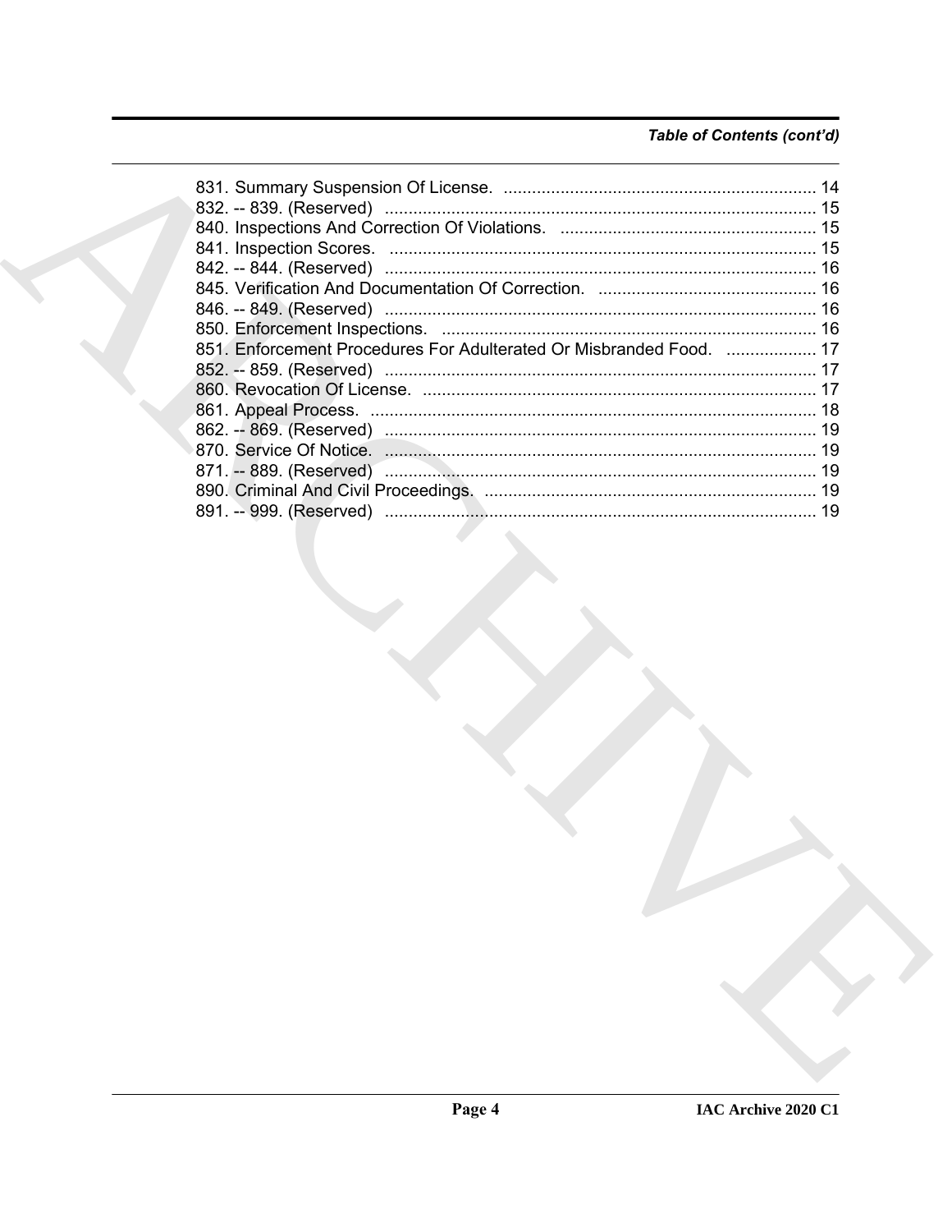*Table of Contents (cont'd)*

831. Summary Suspension Of License. .................................................................. 14
832. -- 839. (Reserved) ........................................................................................... 15
840. Inspections And Correction Of Violations. ...................................................... 15
841. Inspection Scores. .......................................................................................... 15
842. -- 844. (Reserved) ........................................................................................... 16
845. Verification And Documentation Of Correction. .............................................. 16
846. -- 849. (Reserved) ........................................................................................... 16
850. Enforcement Inspections. ............................................................................... 16
851. Enforcement Procedures For Adulterated Or Misbranded Food. ................... 17
852. -- 859. (Reserved) ........................................................................................... 17
860. Revocation Of License. ................................................................................... 17
861. Appeal Process. .............................................................................................. 18
862. -- 869. (Reserved) ........................................................................................... 19
870. Service Of Notice. ........................................................................................... 19
871. -- 889. (Reserved) ........................................................................................... 19
890. Criminal And Civil Proceedings. ...................................................................... 19
891. -- 999. (Reserved) ........................................................................................... 19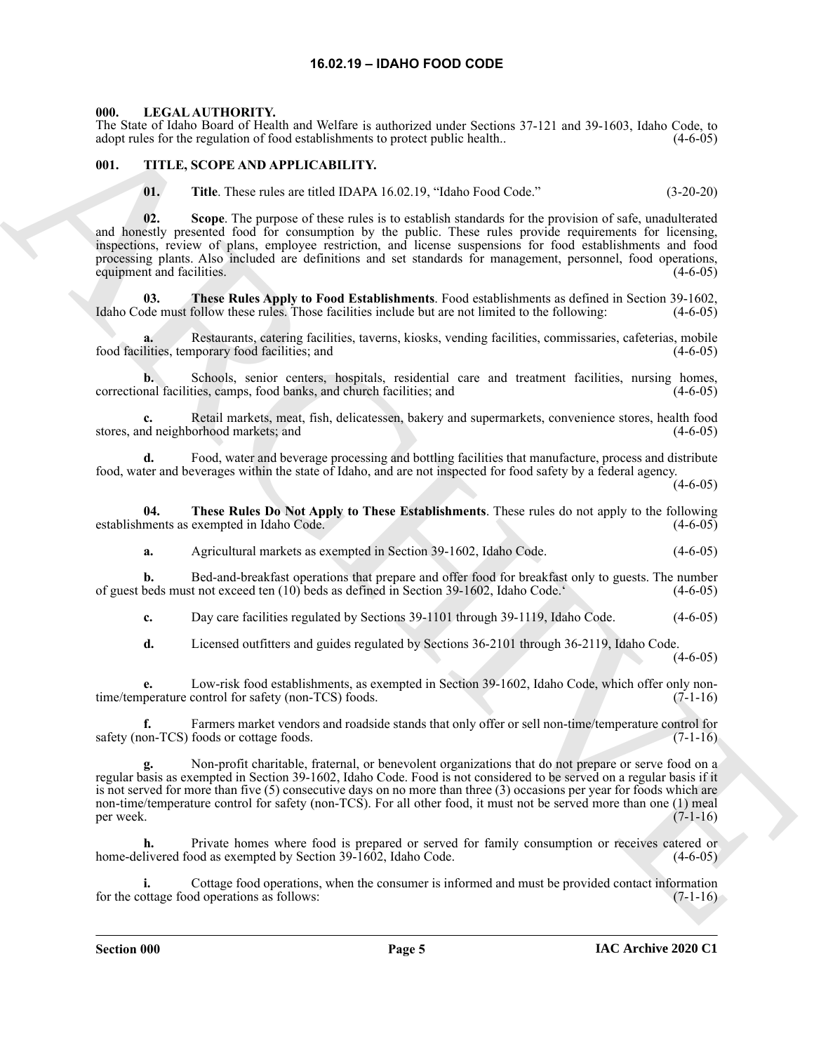# 16.02.19 – IDAHO FOOD CODE

**000. LEGAL AUTHORITY.**

The State of Idaho Board of Health and Welfare is authorized under Sections 37-121 and 39-1603, Idaho Code, to adopt rules for the regulation of food establishments to protect public health.. (4-6-05)

**001. TITLE, SCOPE AND APPLICABILITY.**

**01. Title**. These rules are titled IDAPA 16.02.19, "Idaho Food Code." (3-20-20)

**02. Scope**. The purpose of these rules is to establish standards for the provision of safe, unadulterated and honestly presented food for consumption by the public. These rules provide requirements for licensing, inspections, review of plans, employee restriction, and license suspensions for food establishments and food processing plants. Also included are definitions and set standards for management, personnel, food operations, equipment and facilities. (4-6-05)

**03. These Rules Apply to Food Establishments**. Food establishments as defined in Section 39-1602, Idaho Code must follow these rules. Those facilities include but are not limited to the following: (4-6-05)

**a.** Restaurants, catering facilities, taverns, kiosks, vending facilities, commissaries, cafeterias, mobile food facilities, temporary food facilities; and (4-6-05)

**b.** Schools, senior centers, hospitals, residential care and treatment facilities, nursing homes, correctional facilities, camps, food banks, and church facilities; and (4-6-05)

**c.** Retail markets, meat, fish, delicatessen, bakery and supermarkets, convenience stores, health food stores, and neighborhood markets; and (4-6-05)

**d.** Food, water and beverage processing and bottling facilities that manufacture, process and distribute food, water and beverages within the state of Idaho, and are not inspected for food safety by a federal agency. (4-6-05)

**04. These Rules Do Not Apply to These Establishments**. These rules do not apply to the following establishments as exempted in Idaho Code. (4-6-05)

**a.** Agricultural markets as exempted in Section 39-1602, Idaho Code. (4-6-05)

**b.** Bed-and-breakfast operations that prepare and offer food for breakfast only to guests. The number of guest beds must not exceed ten (10) beds as defined in Section 39-1602, Idaho Code.' (4-6-05)

**c.** Day care facilities regulated by Sections 39-1101 through 39-1119, Idaho Code. (4-6-05)

**d.** Licensed outfitters and guides regulated by Sections 36-2101 through 36-2119, Idaho Code. (4-6-05)

**e.** Low-risk food establishments, as exempted in Section 39-1602, Idaho Code, which offer only non-time/temperature control for safety (non-TCS) foods. (7-1-16)

**f.** Farmers market vendors and roadside stands that only offer or sell non-time/temperature control for safety (non-TCS) foods or cottage foods. (7-1-16)

**g.** Non-profit charitable, fraternal, or benevolent organizations that do not prepare or serve food on a regular basis as exempted in Section 39-1602, Idaho Code. Food is not considered to be served on a regular basis if it is not served for more than five (5) consecutive days on no more than three (3) occasions per year for foods which are non-time/temperature control for safety (non-TCS). For all other food, it must not be served more than one (1) meal per week. (7-1-16)

**h.** Private homes where food is prepared or served for family consumption or receives catered or home-delivered food as exempted by Section 39-1602, Idaho Code. (4-6-05)

**i.** Cottage food operations, when the consumer is informed and must be provided contact information for the cottage food operations as follows: (7-1-16)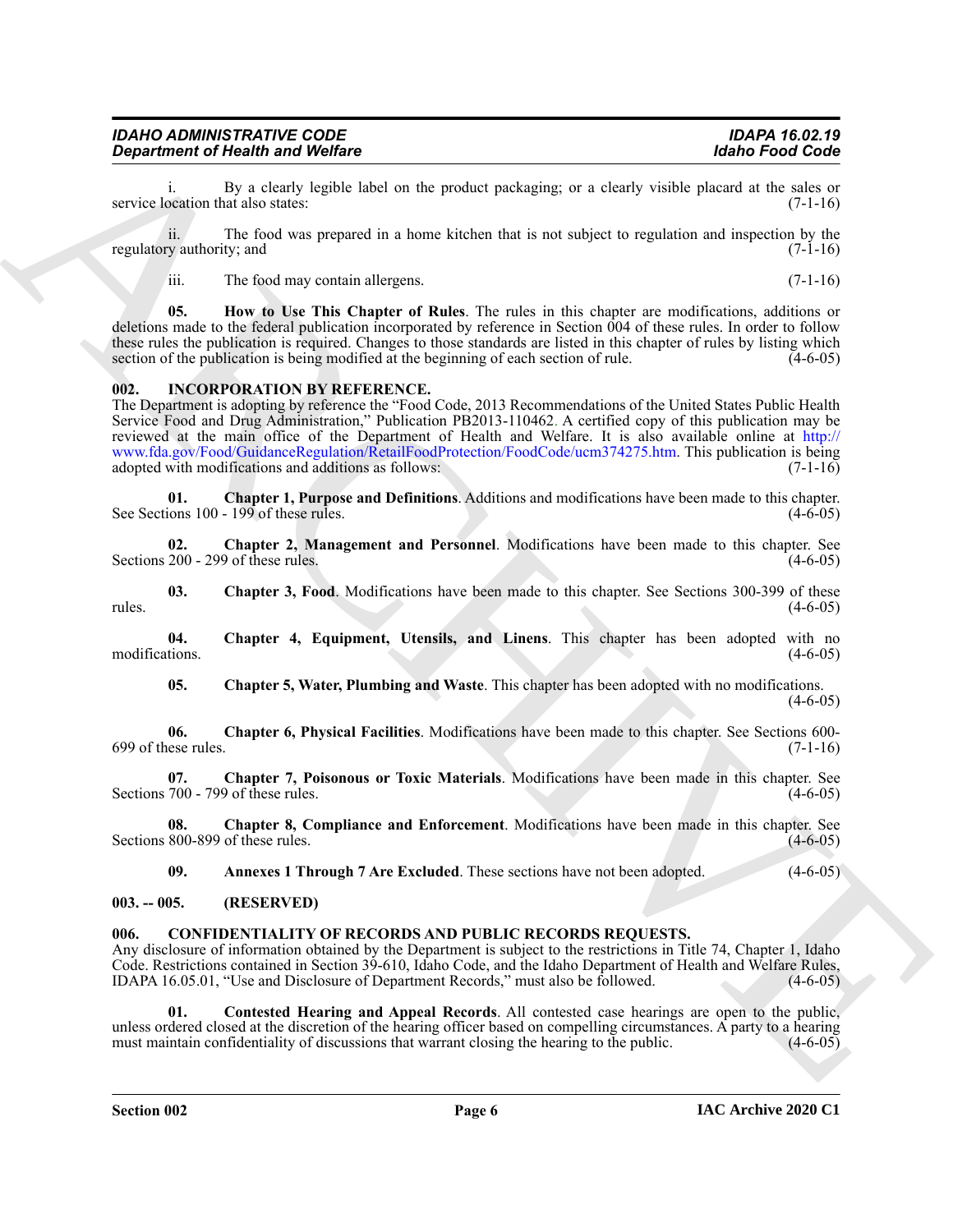i. By a clearly legible label on the product packaging; or a clearly visible placard at the sales or service location that also states: (7-1-16)

ii. The food was prepared in a home kitchen that is not subject to regulation and inspection by the regulatory authority; and (7-1-16)

iii. The food may contain allergens. (7-1-16)

**05. How to Use This Chapter of Rules**. The rules in this chapter are modifications, additions or deletions made to the federal publication incorporated by reference in Section 004 of these rules. In order to follow these rules the publication is required. Changes to those standards are listed in this chapter of rules by listing which section of the publication is being modified at the beginning of each section of rule. (4-6-05)

## 002. INCORPORATION BY REFERENCE.

The Department is adopting by reference the "Food Code, 2013 Recommendations of the United States Public Health Service Food and Drug Administration," Publication PB2013-110462. A certified copy of this publication may be reviewed at the main office of the Department of Health and Welfare. It is also available online at http://www.fda.gov/Food/GuidanceRegulation/RetailFoodProtection/FoodCode/ucm374275.htm. This publication is being adopted with modifications and additions as follows: (7-1-16)

**01. Chapter 1, Purpose and Definitions**. Additions and modifications have been made to this chapter. See Sections 100 - 199 of these rules. (4-6-05)

**02. Chapter 2, Management and Personnel**. Modifications have been made to this chapter. See Sections 200 - 299 of these rules. (4-6-05)

**03. Chapter 3, Food**. Modifications have been made to this chapter. See Sections 300-399 of these rules. (4-6-05)

**04. Chapter 4, Equipment, Utensils, and Linens**. This chapter has been adopted with no modifications. (4-6-05)

**05. Chapter 5, Water, Plumbing and Waste**. This chapter has been adopted with no modifications. (4-6-05)

**06. Chapter 6, Physical Facilities**. Modifications have been made to this chapter. See Sections 600-699 of these rules. (7-1-16)

**07. Chapter 7, Poisonous or Toxic Materials**. Modifications have been made in this chapter. See Sections 700 - 799 of these rules. (4-6-05)

**08. Chapter 8, Compliance and Enforcement**. Modifications have been made in this chapter. See Sections 800-899 of these rules. (4-6-05)

**09. Annexes 1 Through 7 Are Excluded**. These sections have not been adopted. (4-6-05)

## 003. -- 005. (RESERVED)

## 006. CONFIDENTIALITY OF RECORDS AND PUBLIC RECORDS REQUESTS.

Any disclosure of information obtained by the Department is subject to the restrictions in Title 74, Chapter 1, Idaho Code. Restrictions contained in Section 39-610, Idaho Code, and the Idaho Department of Health and Welfare Rules, IDAPA 16.05.01, "Use and Disclosure of Department Records," must also be followed. (4-6-05)

**01. Contested Hearing and Appeal Records**. All contested case hearings are open to the public, unless ordered closed at the discretion of the hearing officer based on compelling circumstances. A party to a hearing must maintain confidentiality of discussions that warrant closing the hearing to the public. (4-6-05)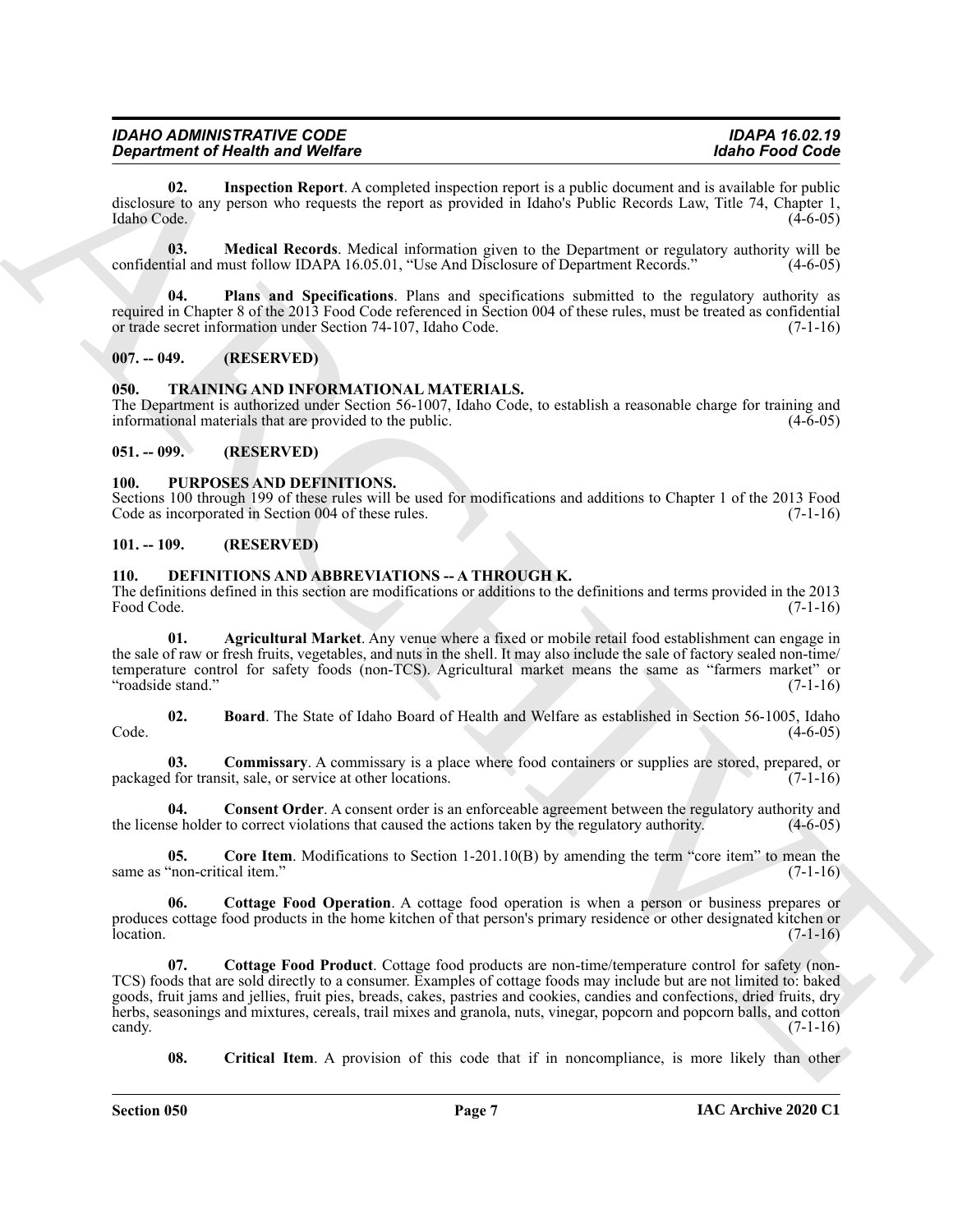**02. Inspection Report**. A completed inspection report is a public document and is available for public disclosure to any person who requests the report as provided in Idaho's Public Records Law, Title 74, Chapter 1, Idaho Code. (4-6-05)

**03. Medical Records**. Medical information given to the Department or regulatory authority will be confidential and must follow IDAPA 16.05.01, "Use And Disclosure of Department Records." (4-6-05)

**04. Plans and Specifications**. Plans and specifications submitted to the regulatory authority as required in Chapter 8 of the 2013 Food Code referenced in Section 004 of these rules, must be treated as confidential or trade secret information under Section 74-107, Idaho Code. (7-1-16)

## 007. -- 049. (RESERVED)

## 050. TRAINING AND INFORMATIONAL MATERIALS.

The Department is authorized under Section 56-1007, Idaho Code, to establish a reasonable charge for training and informational materials that are provided to the public. (4-6-05)

## 051. -- 099. (RESERVED)

## 100. PURPOSES AND DEFINITIONS.

Sections 100 through 199 of these rules will be used for modifications and additions to Chapter 1 of the 2013 Food Code as incorporated in Section 004 of these rules. (7-1-16)

## 101. -- 109. (RESERVED)

## 110. DEFINITIONS AND ABBREVIATIONS -- A THROUGH K.

The definitions defined in this section are modifications or additions to the definitions and terms provided in the 2013 Food Code. (7-1-16)

**01. Agricultural Market**. Any venue where a fixed or mobile retail food establishment can engage in the sale of raw or fresh fruits, vegetables, and nuts in the shell. It may also include the sale of factory sealed non-time/temperature control for safety foods (non-TCS). Agricultural market means the same as "farmers market" or "roadside stand." (7-1-16)

**02. Board**. The State of Idaho Board of Health and Welfare as established in Section 56-1005, Idaho Code. (4-6-05)

**03. Commissary**. A commissary is a place where food containers or supplies are stored, prepared, or packaged for transit, sale, or service at other locations. (7-1-16)

**04. Consent Order**. A consent order is an enforceable agreement between the regulatory authority and the license holder to correct violations that caused the actions taken by the regulatory authority. (4-6-05)

**05. Core Item**. Modifications to Section 1-201.10(B) by amending the term "core item" to mean the same as "non-critical item." (7-1-16)

**06. Cottage Food Operation**. A cottage food operation is when a person or business prepares or produces cottage food products in the home kitchen of that person's primary residence or other designated kitchen or location. (7-1-16)

**07. Cottage Food Product**. Cottage food products are non-time/temperature control for safety (non-TCS) foods that are sold directly to a consumer. Examples of cottage foods may include but are not limited to: baked goods, fruit jams and jellies, fruit pies, breads, cakes, pastries and cookies, candies and confections, dried fruits, dry herbs, seasonings and mixtures, cereals, trail mixes and granola, nuts, vinegar, popcorn and popcorn balls, and cotton candy. (7-1-16)

**08. Critical Item**. A provision of this code that if in noncompliance, is more likely than other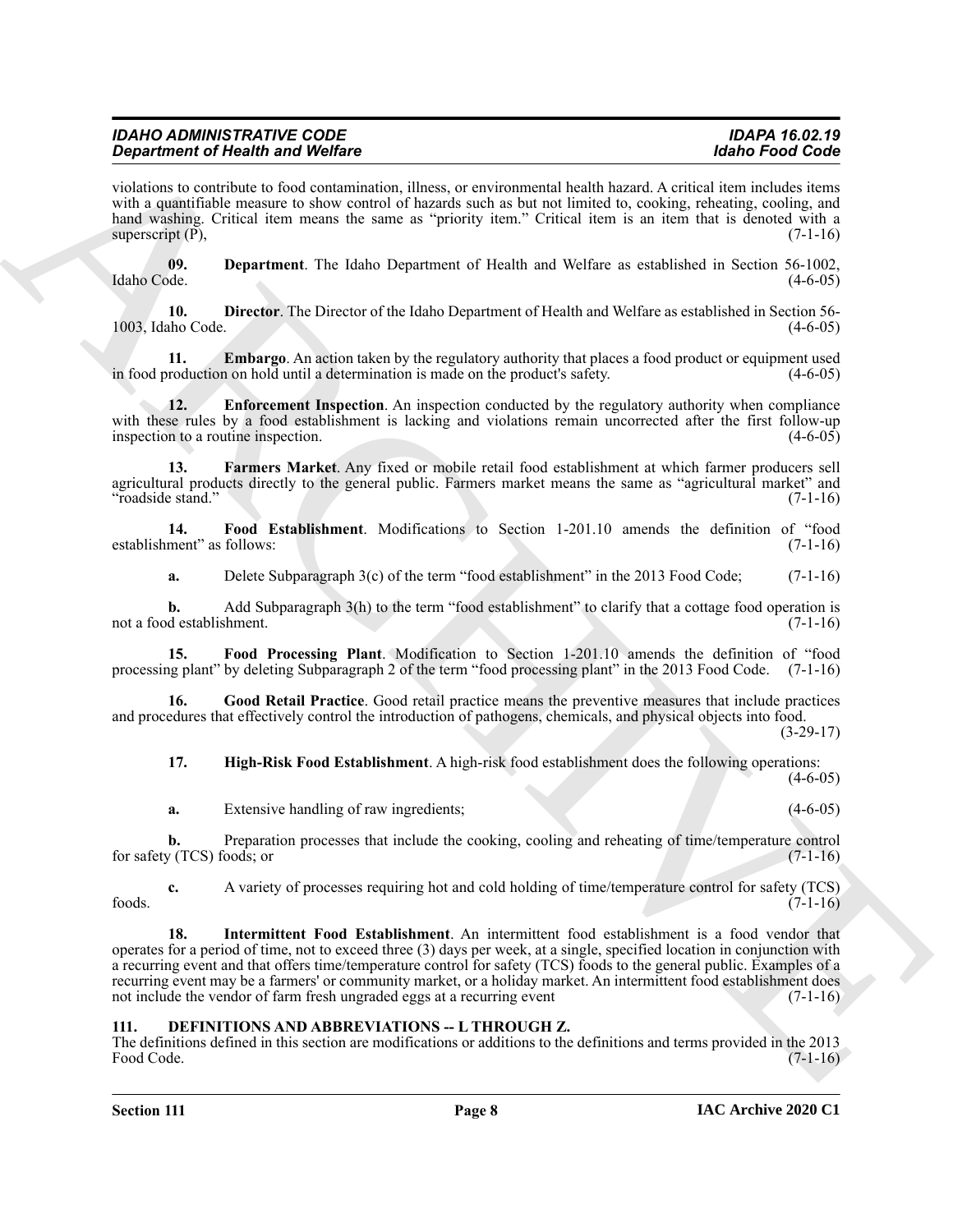violations to contribute to food contamination, illness, or environmental health hazard. A critical item includes items with a quantifiable measure to show control of hazards such as but not limited to, cooking, reheating, cooling, and hand washing. Critical item means the same as "priority item." Critical item is an item that is denoted with a superscript (P), (7-1-16)

**09. Department**. The Idaho Department of Health and Welfare as established in Section 56-1002, Idaho Code. (4-6-05)

**10. Director**. The Director of the Idaho Department of Health and Welfare as established in Section 56-1003, Idaho Code. (4-6-05)

**11. Embargo**. An action taken by the regulatory authority that places a food product or equipment used in food production on hold until a determination is made on the product's safety. (4-6-05)

**12. Enforcement Inspection**. An inspection conducted by the regulatory authority when compliance with these rules by a food establishment is lacking and violations remain uncorrected after the first follow-up inspection to a routine inspection. (4-6-05)

**13. Farmers Market**. Any fixed or mobile retail food establishment at which farmer producers sell agricultural products directly to the general public. Farmers market means the same as "agricultural market" and "roadside stand." (7-1-16)

**14. Food Establishment**. Modifications to Section 1-201.10 amends the definition of "food establishment" as follows: (7-1-16)

**a.** Delete Subparagraph 3(c) of the term "food establishment" in the 2013 Food Code; (7-1-16)

**b.** Add Subparagraph 3(h) to the term "food establishment" to clarify that a cottage food operation is not a food establishment. (7-1-16)

**15. Food Processing Plant**. Modification to Section 1-201.10 amends the definition of "food processing plant" by deleting Subparagraph 2 of the term "food processing plant" in the 2013 Food Code. (7-1-16)

**16. Good Retail Practice**. Good retail practice means the preventive measures that include practices and procedures that effectively control the introduction of pathogens, chemicals, and physical objects into food. (3-29-17)

**17. High-Risk Food Establishment**. A high-risk food establishment does the following operations: (4-6-05)

**a.** Extensive handling of raw ingredients; (4-6-05)

**b.** Preparation processes that include the cooking, cooling and reheating of time/temperature control for safety (TCS) foods; or (7-1-16)

**c.** A variety of processes requiring hot and cold holding of time/temperature control for safety (TCS) foods. (7-1-16)

**18. Intermittent Food Establishment**. An intermittent food establishment is a food vendor that operates for a period of time, not to exceed three (3) days per week, at a single, specified location in conjunction with a recurring event and that offers time/temperature control for safety (TCS) foods to the general public. Examples of a recurring event may be a farmers' or community market, or a holiday market. An intermittent food establishment does not include the vendor of farm fresh ungraded eggs at a recurring event (7-1-16)

## 111. DEFINITIONS AND ABBREVIATIONS -- L THROUGH Z.

The definitions defined in this section are modifications or additions to the definitions and terms provided in the 2013 Food Code. (7-1-16)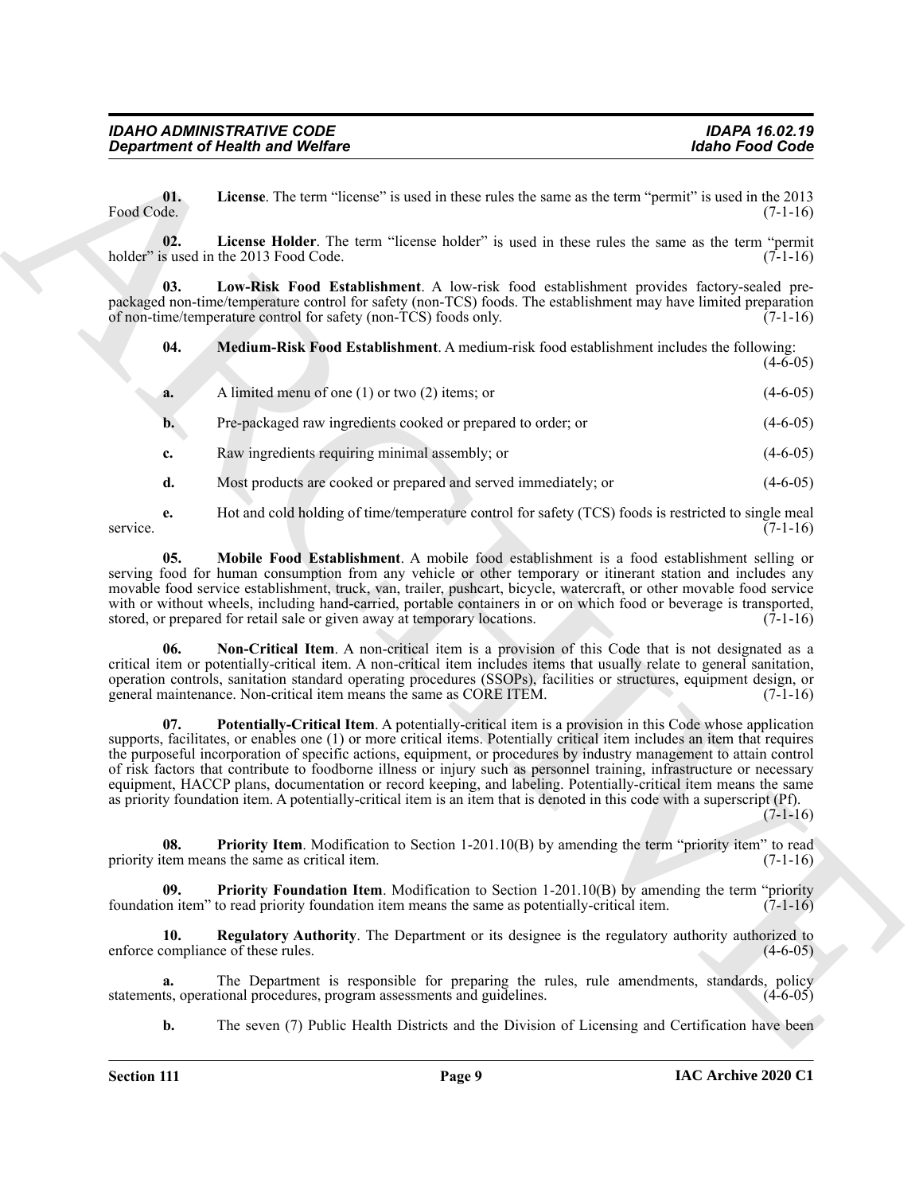**01. License**. The term "license" is used in these rules the same as the term "permit" is used in the 2013 Food Code. (7-1-16)

**02. License Holder**. The term "license holder" is used in these rules the same as the term "permit holder" is used in the 2013 Food Code. (7-1-16)

**03. Low-Risk Food Establishment**. A low-risk food establishment provides factory-sealed pre-packaged non-time/temperature control for safety (non-TCS) foods. The establishment may have limited preparation of non-time/temperature control for safety (non-TCS) foods only. (7-1-16)

**04. Medium-Risk Food Establishment**. A medium-risk food establishment includes the following: (4-6-05)

**a.** A limited menu of one (1) or two (2) items; or (4-6-05)

**b.** Pre-packaged raw ingredients cooked or prepared to order; or (4-6-05)

**c.** Raw ingredients requiring minimal assembly; or (4-6-05)

**d.** Most products are cooked or prepared and served immediately; or (4-6-05)

**e.** Hot and cold holding of time/temperature control for safety (TCS) foods is restricted to single meal service. (7-1-16)

**05. Mobile Food Establishment**. A mobile food establishment is a food establishment selling or serving food for human consumption from any vehicle or other temporary or itinerant station and includes any movable food service establishment, truck, van, trailer, pushcart, bicycle, watercraft, or other movable food service with or without wheels, including hand-carried, portable containers in or on which food or beverage is transported, stored, or prepared for retail sale or given away at temporary locations. (7-1-16)

**06. Non-Critical Item**. A non-critical item is a provision of this Code that is not designated as a critical item or potentially-critical item. A non-critical item includes items that usually relate to general sanitation, operation controls, sanitation standard operating procedures (SSOPs), facilities or structures, equipment design, or general maintenance. Non-critical item means the same as CORE ITEM. (7-1-16)

**07. Potentially-Critical Item**. A potentially-critical item is a provision in this Code whose application supports, facilitates, or enables one (1) or more critical items. Potentially critical item includes an item that requires the purposeful incorporation of specific actions, equipment, or procedures by industry management to attain control of risk factors that contribute to foodborne illness or injury such as personnel training, infrastructure or necessary equipment, HACCP plans, documentation or record keeping, and labeling. Potentially-critical item means the same as priority foundation item. A potentially-critical item is an item that is denoted in this code with a superscript (Pf). (7-1-16)

**08. Priority Item**. Modification to Section 1-201.10(B) by amending the term "priority item" to read priority item means the same as critical item. (7-1-16)

**09. Priority Foundation Item**. Modification to Section 1-201.10(B) by amending the term "priority foundation item" to read priority foundation item means the same as potentially-critical item. (7-1-16)

**10. Regulatory Authority**. The Department or its designee is the regulatory authority authorized to enforce compliance of these rules. (4-6-05)

**a.** The Department is responsible for preparing the rules, rule amendments, standards, policy statements, operational procedures, program assessments and guidelines. (4-6-05)

**b.** The seven (7) Public Health Districts and the Division of Licensing and Certification have been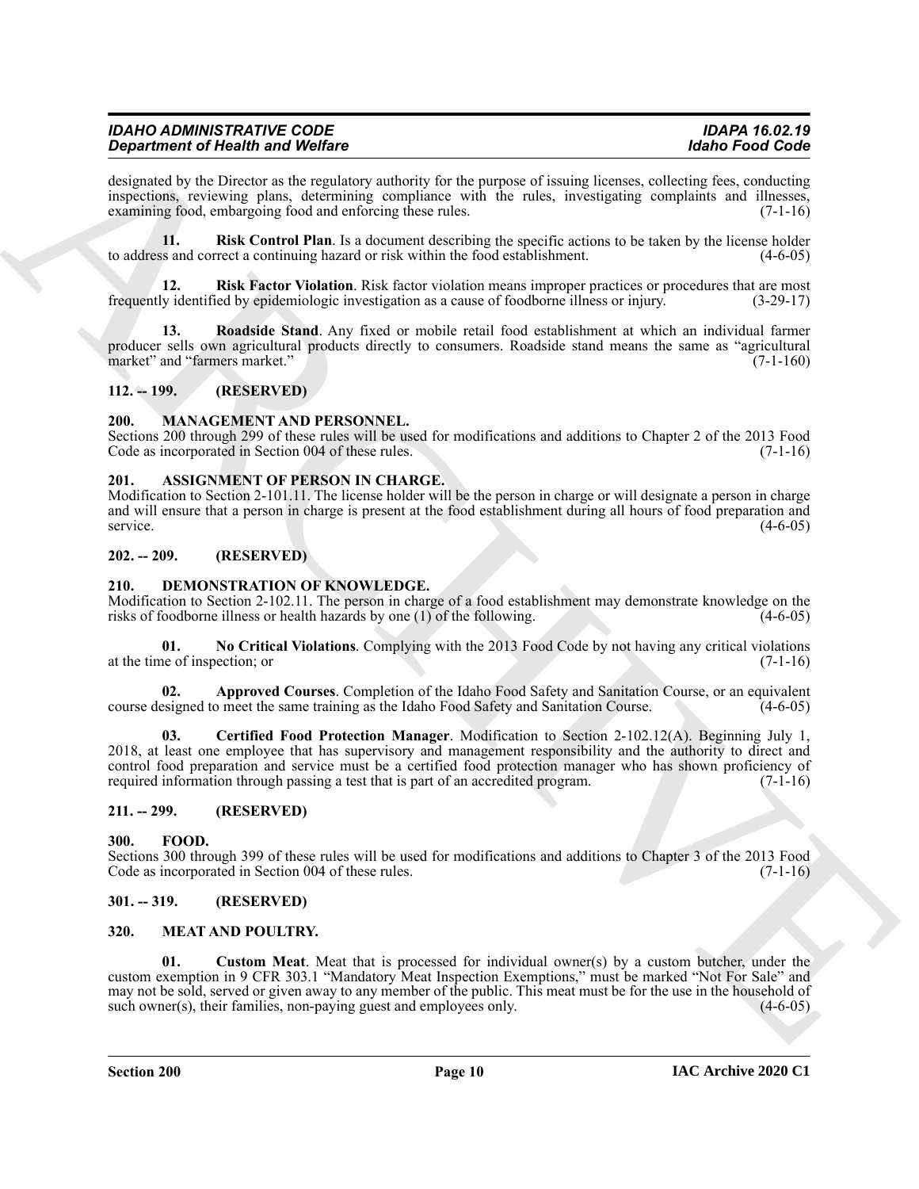designated by the Director as the regulatory authority for the purpose of issuing licenses, collecting fees, conducting inspections, reviewing plans, determining compliance with the rules, investigating complaints and illnesses, examining food, embargoing food and enforcing these rules. (7-1-16)

**11. Risk Control Plan**. Is a document describing the specific actions to be taken by the license holder to address and correct a continuing hazard or risk within the food establishment. (4-6-05)

**12. Risk Factor Violation**. Risk factor violation means improper practices or procedures that are most frequently identified by epidemiologic investigation as a cause of foodborne illness or injury. (3-29-17)

**13. Roadside Stand**. Any fixed or mobile retail food establishment at which an individual farmer producer sells own agricultural products directly to consumers. Roadside stand means the same as "agricultural market" and "farmers market." (7-1-160)

## 112. -- 199. (RESERVED)

## 200. MANAGEMENT AND PERSONNEL.

Sections 200 through 299 of these rules will be used for modifications and additions to Chapter 2 of the 2013 Food Code as incorporated in Section 004 of these rules. (7-1-16)

## 201. ASSIGNMENT OF PERSON IN CHARGE.

Modification to Section 2-101.11. The license holder will be the person in charge or will designate a person in charge and will ensure that a person in charge is present at the food establishment during all hours of food preparation and service. (4-6-05)

## 202. -- 209. (RESERVED)

## 210. DEMONSTRATION OF KNOWLEDGE.

Modification to Section 2-102.11. The person in charge of a food establishment may demonstrate knowledge on the risks of foodborne illness or health hazards by one (1) of the following. (4-6-05)

**01. No Critical Violations**. Complying with the 2013 Food Code by not having any critical violations at the time of inspection; or (7-1-16)

**02. Approved Courses**. Completion of the Idaho Food Safety and Sanitation Course, or an equivalent course designed to meet the same training as the Idaho Food Safety and Sanitation Course. (4-6-05)

**03. Certified Food Protection Manager**. Modification to Section 2-102.12(A). Beginning July 1, 2018, at least one employee that has supervisory and management responsibility and the authority to direct and control food preparation and service must be a certified food protection manager who has shown proficiency of required information through passing a test that is part of an accredited program. (7-1-16)

## 211. -- 299. (RESERVED)

## 300. FOOD.

Sections 300 through 399 of these rules will be used for modifications and additions to Chapter 3 of the 2013 Food Code as incorporated in Section 004 of these rules. (7-1-16)

## 301. -- 319. (RESERVED)

## 320. MEAT AND POULTRY.

**01. Custom Meat**. Meat that is processed for individual owner(s) by a custom butcher, under the custom exemption in 9 CFR 303.1 "Mandatory Meat Inspection Exemptions," must be marked "Not For Sale" and may not be sold, served or given away to any member of the public. This meat must be for the use in the household of such owner(s), their families, non-paying guest and employees only. (4-6-05)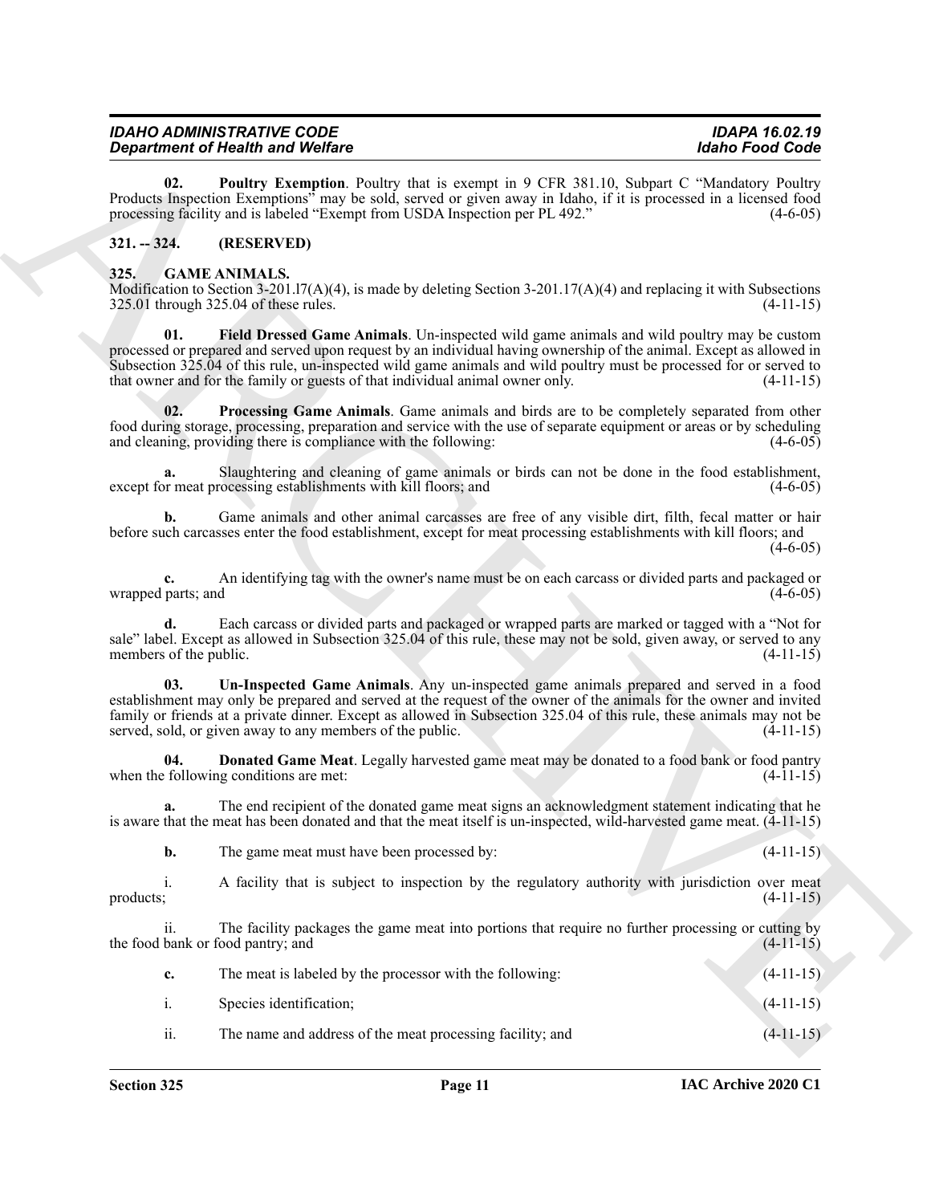**02. Poultry Exemption**. Poultry that is exempt in 9 CFR 381.10, Subpart C "Mandatory Poultry Products Inspection Exemptions" may be sold, served or given away in Idaho, if it is processed in a licensed food processing facility and is labeled "Exempt from USDA Inspection per PL 492." (4-6-05)

## 321. -- 324. (RESERVED)

## 325. GAME ANIMALS.

Modification to Section 3-201.l7(A)(4), is made by deleting Section 3-201.17(A)(4) and replacing it with Subsections 325.01 through 325.04 of these rules. (4-11-15)

**01. Field Dressed Game Animals**. Un-inspected wild game animals and wild poultry may be custom processed or prepared and served upon request by an individual having ownership of the animal. Except as allowed in Subsection 325.04 of this rule, un-inspected wild game animals and wild poultry must be processed for or served to that owner and for the family or guests of that individual animal owner only. (4-11-15)

**02. Processing Game Animals**. Game animals and birds are to be completely separated from other food during storage, processing, preparation and service with the use of separate equipment or areas or by scheduling and cleaning, providing there is compliance with the following: (4-6-05)

**a.** Slaughtering and cleaning of game animals or birds can not be done in the food establishment, except for meat processing establishments with kill floors; and (4-6-05)

**b.** Game animals and other animal carcasses are free of any visible dirt, filth, fecal matter or hair before such carcasses enter the food establishment, except for meat processing establishments with kill floors; and (4-6-05)

**c.** An identifying tag with the owner's name must be on each carcass or divided parts and packaged or wrapped parts; and (4-6-05)

**d.** Each carcass or divided parts and packaged or wrapped parts are marked or tagged with a "Not for sale" label. Except as allowed in Subsection 325.04 of this rule, these may not be sold, given away, or served to any members of the public. (4-11-15)

**03. Un-Inspected Game Animals**. Any un-inspected game animals prepared and served in a food establishment may only be prepared and served at the request of the owner of the animals for the owner and invited family or friends at a private dinner. Except as allowed in Subsection 325.04 of this rule, these animals may not be served, sold, or given away to any members of the public. (4-11-15)

**04. Donated Game Meat**. Legally harvested game meat may be donated to a food bank or food pantry when the following conditions are met: (4-11-15)

**a.** The end recipient of the donated game meat signs an acknowledgment statement indicating that he is aware that the meat has been donated and that the meat itself is un-inspected, wild-harvested game meat. (4-11-15)

**b.** The game meat must have been processed by: (4-11-15)

i. A facility that is subject to inspection by the regulatory authority with jurisdiction over meat products; (4-11-15)

ii. The facility packages the game meat into portions that require no further processing or cutting by the food bank or food pantry; and (4-11-15)

**c.** The meat is labeled by the processor with the following: (4-11-15)

i. Species identification; (4-11-15)

ii. The name and address of the meat processing facility; and (4-11-15)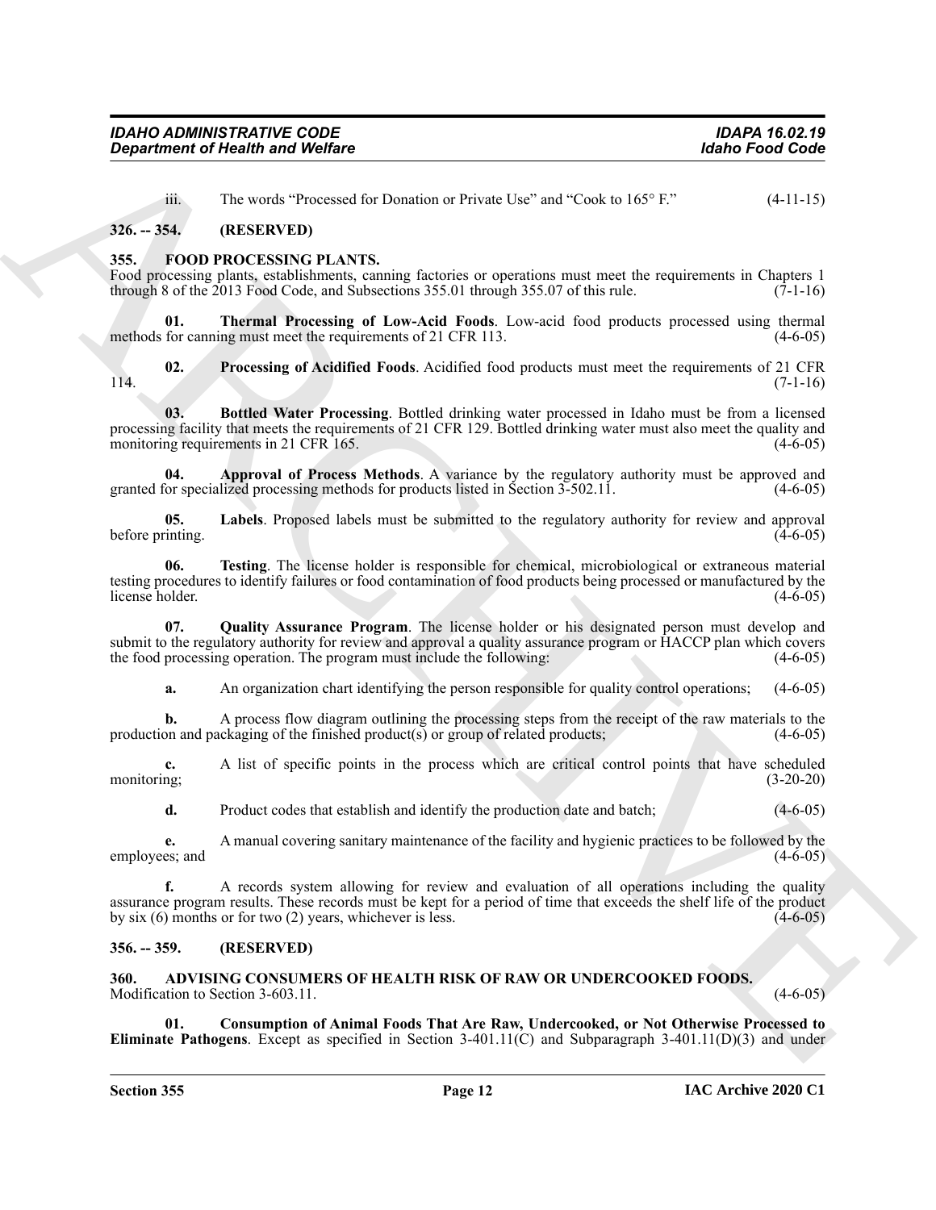iii. The words "Processed for Donation or Private Use" and "Cook to 165° F." (4-11-15)

### 326. -- 354. (RESERVED)

### 355. FOOD PROCESSING PLANTS.

Food processing plants, establishments, canning factories or operations must meet the requirements in Chapters 1 through 8 of the 2013 Food Code, and Subsections 355.01 through 355.07 of this rule. (7-1-16)

**01. Thermal Processing of Low-Acid Foods**. Low-acid food products processed using thermal methods for canning must meet the requirements of 21 CFR 113. (4-6-05)

**02. Processing of Acidified Foods**. Acidified food products must meet the requirements of 21 CFR 114. (7-1-16)

**03. Bottled Water Processing**. Bottled drinking water processed in Idaho must be from a licensed processing facility that meets the requirements of 21 CFR 129. Bottled drinking water must also meet the quality and monitoring requirements in 21 CFR 165. (4-6-05)

**04. Approval of Process Methods**. A variance by the regulatory authority must be approved and granted for specialized processing methods for products listed in Section 3-502.11. (4-6-05)

**05. Labels**. Proposed labels must be submitted to the regulatory authority for review and approval before printing. (4-6-05)

**06. Testing**. The license holder is responsible for chemical, microbiological or extraneous material testing procedures to identify failures or food contamination of food products being processed or manufactured by the license holder. (4-6-05)

**07. Quality Assurance Program**. The license holder or his designated person must develop and submit to the regulatory authority for review and approval a quality assurance program or HACCP plan which covers the food processing operation. The program must include the following: (4-6-05)

**a.** An organization chart identifying the person responsible for quality control operations; (4-6-05)

**b.** A process flow diagram outlining the processing steps from the receipt of the raw materials to the production and packaging of the finished product(s) or group of related products; (4-6-05)

**c.** A list of specific points in the process which are critical control points that have scheduled monitoring; (3-20-20)

**d.** Product codes that establish and identify the production date and batch; (4-6-05)

**e.** A manual covering sanitary maintenance of the facility and hygienic practices to be followed by the employees; and (4-6-05)

**f.** A records system allowing for review and evaluation of all operations including the quality assurance program results. These records must be kept for a period of time that exceeds the shelf life of the product by six (6) months or for two (2) years, whichever is less. (4-6-05)

### 356. -- 359. (RESERVED)

### 360. ADVISING CONSUMERS OF HEALTH RISK OF RAW OR UNDERCOOKED FOODS.

Modification to Section 3-603.11. (4-6-05)

**01. Consumption of Animal Foods That Are Raw, Undercooked, or Not Otherwise Processed to Eliminate Pathogens**. Except as specified in Section 3-401.11(C) and Subparagraph 3-401.11(D)(3) and under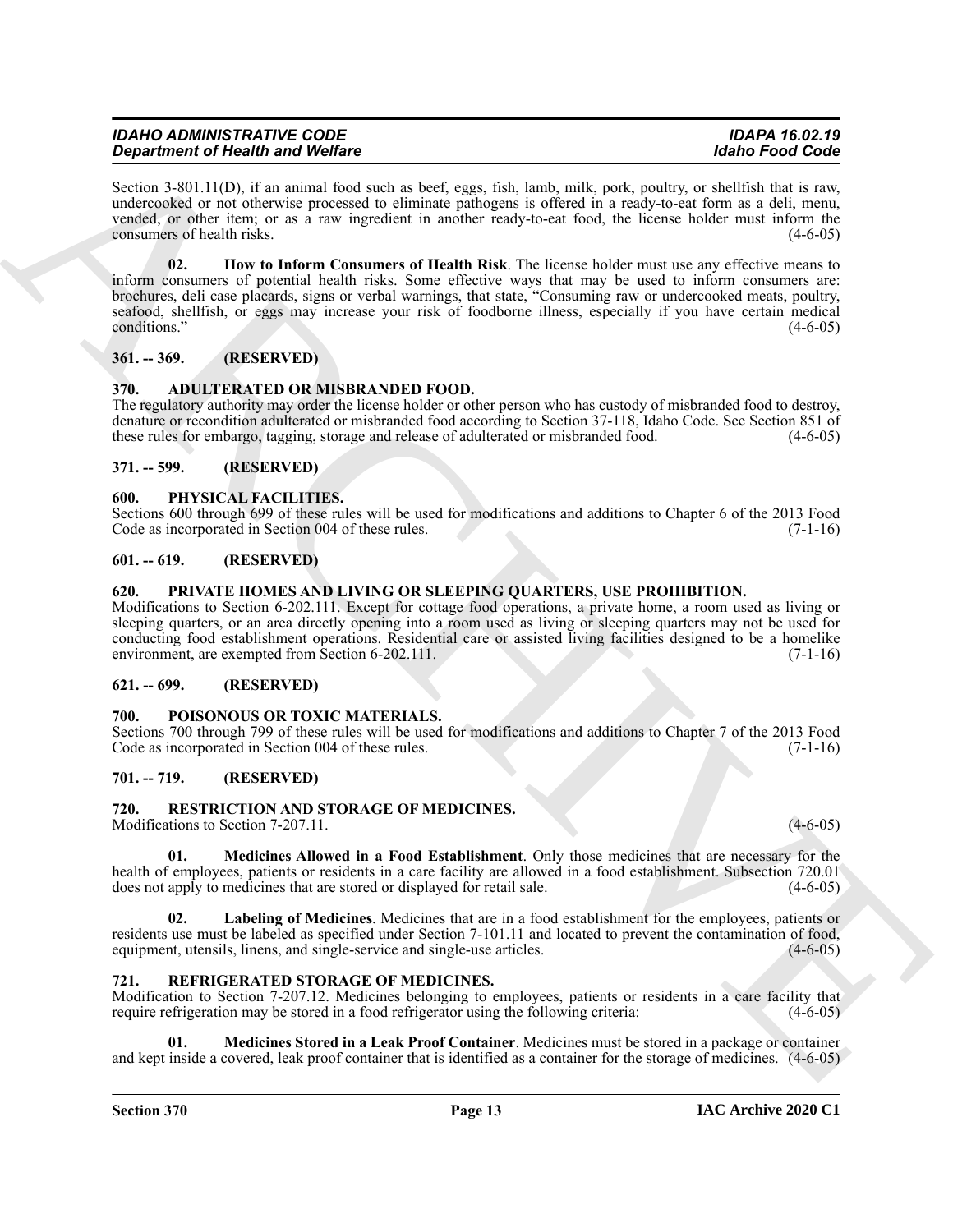Section 3-801.11(D), if an animal food such as beef, eggs, fish, lamb, milk, pork, poultry, or shellfish that is raw, undercooked or not otherwise processed to eliminate pathogens is offered in a ready-to-eat form as a deli, menu, vended, or other item; or as a raw ingredient in another ready-to-eat food, the license holder must inform the consumers of health risks. (4-6-05)

**02. How to Inform Consumers of Health Risk**. The license holder must use any effective means to inform consumers of potential health risks. Some effective ways that may be used to inform consumers are: brochures, deli case placards, signs or verbal warnings, that state, "Consuming raw or undercooked meats, poultry, seafood, shellfish, or eggs may increase your risk of foodborne illness, especially if you have certain medical conditions." (4-6-05)

## 361. -- 369. (RESERVED)

## 370. ADULTERATED OR MISBRANDED FOOD.

The regulatory authority may order the license holder or other person who has custody of misbranded food to destroy, denature or recondition adulterated or misbranded food according to Section 37-118, Idaho Code. See Section 851 of these rules for embargo, tagging, storage and release of adulterated or misbranded food. (4-6-05)

## 371. -- 599. (RESERVED)

## 600. PHYSICAL FACILITIES.

Sections 600 through 699 of these rules will be used for modifications and additions to Chapter 6 of the 2013 Food Code as incorporated in Section 004 of these rules. (7-1-16)

## 601. -- 619. (RESERVED)

## 620. PRIVATE HOMES AND LIVING OR SLEEPING QUARTERS, USE PROHIBITION.

Modifications to Section 6-202.111. Except for cottage food operations, a private home, a room used as living or sleeping quarters, or an area directly opening into a room used as living or sleeping quarters may not be used for conducting food establishment operations. Residential care or assisted living facilities designed to be a homelike environment, are exempted from Section 6-202.111. (7-1-16)

## 621. -- 699. (RESERVED)

## 700. POISONOUS OR TOXIC MATERIALS.

Sections 700 through 799 of these rules will be used for modifications and additions to Chapter 7 of the 2013 Food Code as incorporated in Section 004 of these rules. (7-1-16)

## 701. -- 719. (RESERVED)

## 720. RESTRICTION AND STORAGE OF MEDICINES.

Modifications to Section 7-207.11. (4-6-05)

**01. Medicines Allowed in a Food Establishment**. Only those medicines that are necessary for the health of employees, patients or residents in a care facility are allowed in a food establishment. Subsection 720.01 does not apply to medicines that are stored or displayed for retail sale. (4-6-05)

**02. Labeling of Medicines**. Medicines that are in a food establishment for the employees, patients or residents use must be labeled as specified under Section 7-101.11 and located to prevent the contamination of food, equipment, utensils, linens, and single-service and single-use articles. (4-6-05)

## 721. REFRIGERATED STORAGE OF MEDICINES.

Modification to Section 7-207.12. Medicines belonging to employees, patients or residents in a care facility that require refrigeration may be stored in a food refrigerator using the following criteria: (4-6-05)

**01. Medicines Stored in a Leak Proof Container**. Medicines must be stored in a package or container and kept inside a covered, leak proof container that is identified as a container for the storage of medicines. (4-6-05)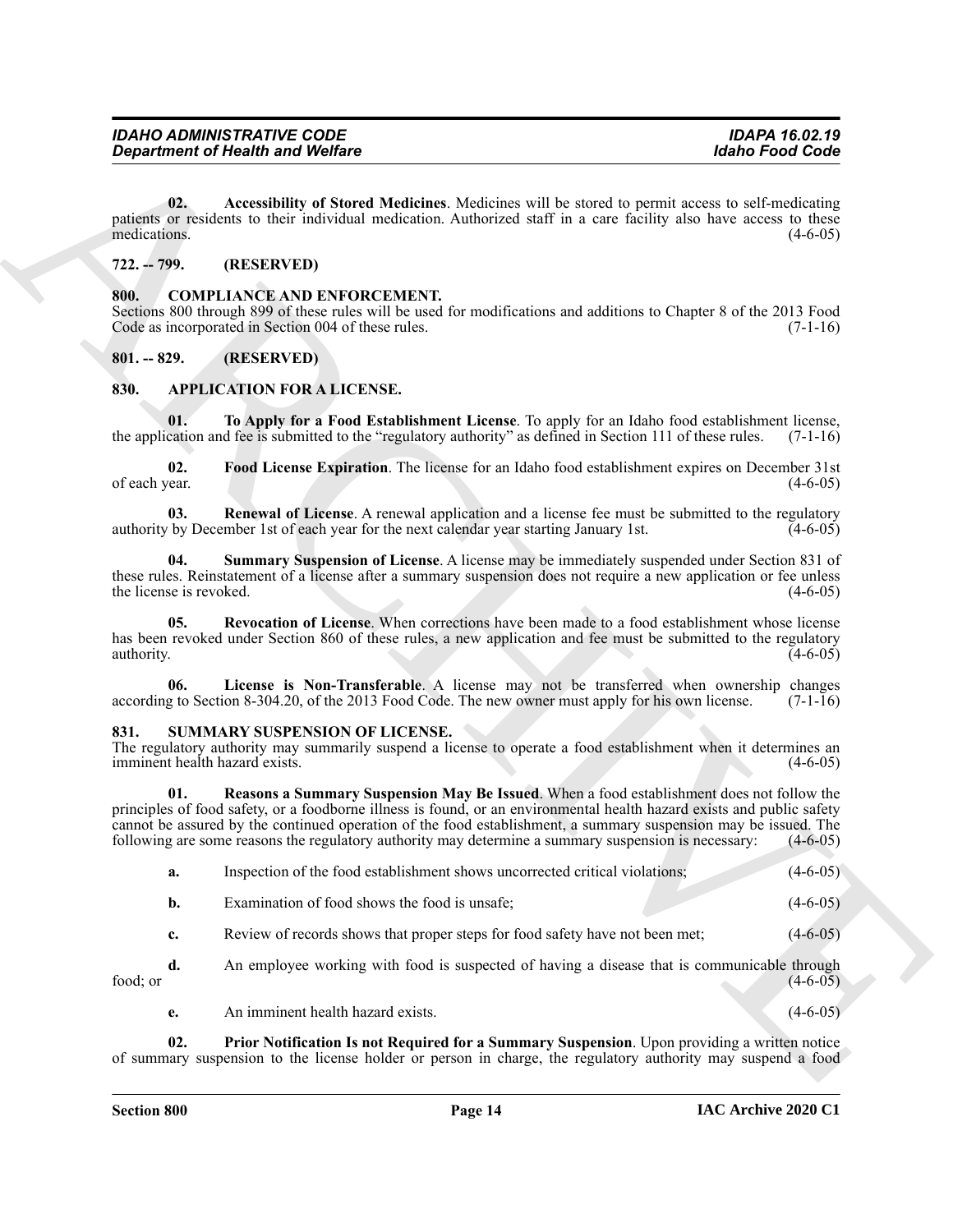**02. Accessibility of Stored Medicines**. Medicines will be stored to permit access to self-medicating patients or residents to their individual medication. Authorized staff in a care facility also have access to these medications. (4-6-05)

## 722. -- 799. (RESERVED)

## 800. COMPLIANCE AND ENFORCEMENT.

Sections 800 through 899 of these rules will be used for modifications and additions to Chapter 8 of the 2013 Food Code as incorporated in Section 004 of these rules. (7-1-16)

## 801. -- 829. (RESERVED)

## 830. APPLICATION FOR A LICENSE.

**01. To Apply for a Food Establishment License**. To apply for an Idaho food establishment license, the application and fee is submitted to the "regulatory authority" as defined in Section 111 of these rules. (7-1-16)

**02. Food License Expiration**. The license for an Idaho food establishment expires on December 31st of each year. (4-6-05)

**03. Renewal of License**. A renewal application and a license fee must be submitted to the regulatory authority by December 1st of each year for the next calendar year starting January 1st. (4-6-05)

**04. Summary Suspension of License**. A license may be immediately suspended under Section 831 of these rules. Reinstatement of a license after a summary suspension does not require a new application or fee unless the license is revoked. (4-6-05)

**05. Revocation of License**. When corrections have been made to a food establishment whose license has been revoked under Section 860 of these rules, a new application and fee must be submitted to the regulatory authority. (4-6-05)

**06. License is Non-Transferable**. A license may not be transferred when ownership changes according to Section 8-304.20, of the 2013 Food Code. The new owner must apply for his own license. (7-1-16)

## 831. SUMMARY SUSPENSION OF LICENSE.

The regulatory authority may summarily suspend a license to operate a food establishment when it determines an imminent health hazard exists. (4-6-05)

**01. Reasons a Summary Suspension May Be Issued**. When a food establishment does not follow the principles of food safety, or a foodborne illness is found, or an environmental health hazard exists and public safety cannot be assured by the continued operation of the food establishment, a summary suspension may be issued. The following are some reasons the regulatory authority may determine a summary suspension is necessary: (4-6-05)

**a.** Inspection of the food establishment shows uncorrected critical violations; (4-6-05)

**b.** Examination of food shows the food is unsafe; (4-6-05)

**c.** Review of records shows that proper steps for food safety have not been met; (4-6-05)

**d.** An employee working with food is suspected of having a disease that is communicable through food; or (4-6-05)

**e.** An imminent health hazard exists. (4-6-05)

**02. Prior Notification Is not Required for a Summary Suspension**. Upon providing a written notice of summary suspension to the license holder or person in charge, the regulatory authority may suspend a food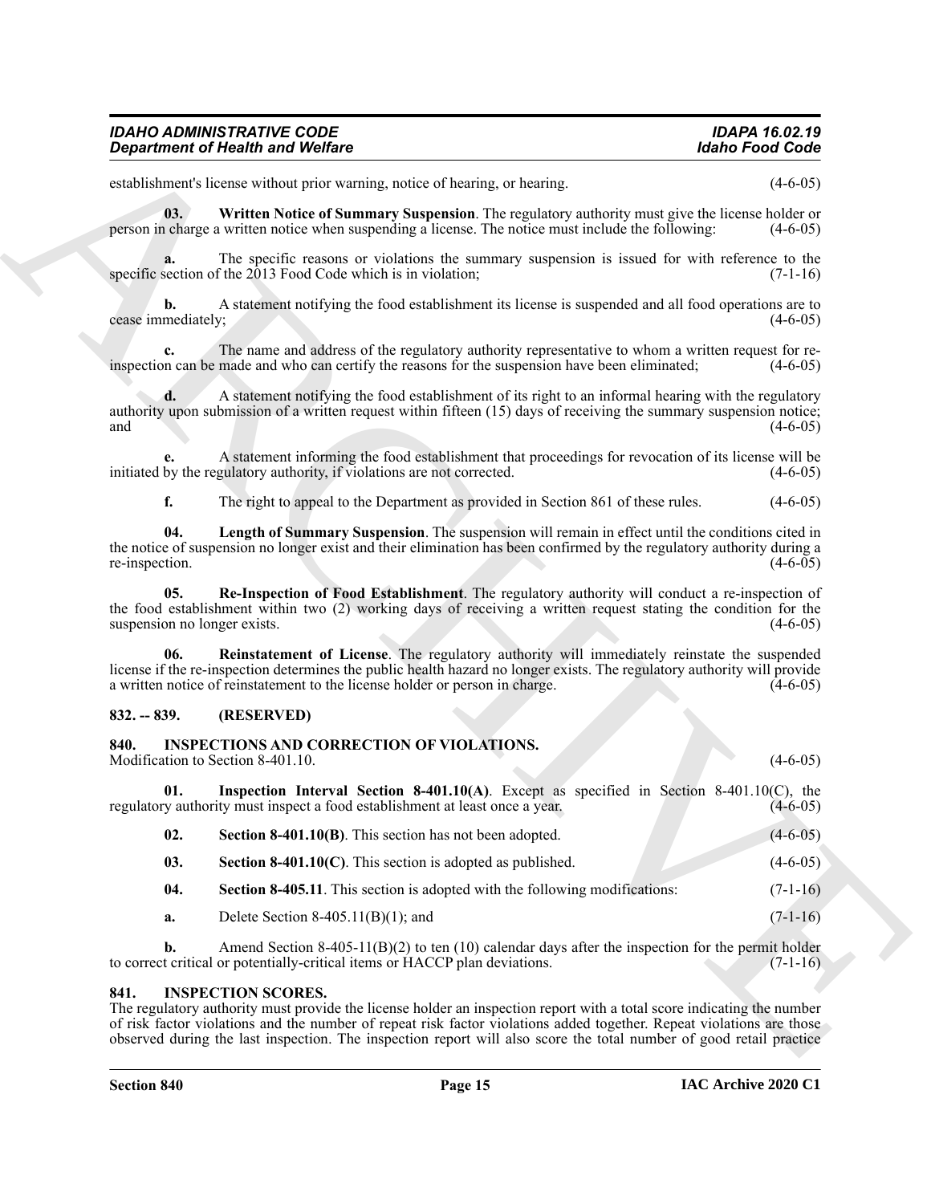establishment's license without prior warning, notice of hearing, or hearing. (4-6-05)

**03. Written Notice of Summary Suspension**. The regulatory authority must give the license holder or person in charge a written notice when suspending a license. The notice must include the following: (4-6-05)

**a.** The specific reasons or violations the summary suspension is issued for with reference to the specific section of the 2013 Food Code which is in violation; (7-1-16)

**b.** A statement notifying the food establishment its license is suspended and all food operations are to cease immediately; (4-6-05)

**c.** The name and address of the regulatory authority representative to whom a written request for re-inspection can be made and who can certify the reasons for the suspension have been eliminated; (4-6-05)

**d.** A statement notifying the food establishment of its right to an informal hearing with the regulatory authority upon submission of a written request within fifteen (15) days of receiving the summary suspension notice; and (4-6-05)

**e.** A statement informing the food establishment that proceedings for revocation of its license will be initiated by the regulatory authority, if violations are not corrected. (4-6-05)

**f.** The right to appeal to the Department as provided in Section 861 of these rules. (4-6-05)

**04. Length of Summary Suspension**. The suspension will remain in effect until the conditions cited in the notice of suspension no longer exist and their elimination has been confirmed by the regulatory authority during a re-inspection. (4-6-05)

**05. Re-Inspection of Food Establishment**. The regulatory authority will conduct a re-inspection of the food establishment within two (2) working days of receiving a written request stating the condition for the suspension no longer exists. (4-6-05)

**06. Reinstatement of License**. The regulatory authority will immediately reinstate the suspended license if the re-inspection determines the public health hazard no longer exists. The regulatory authority will provide a written notice of reinstatement to the license holder or person in charge. (4-6-05)

## 832. -- 839. (RESERVED)

## 840. INSPECTIONS AND CORRECTION OF VIOLATIONS.

Modification to Section 8-401.10. (4-6-05)

**01. Inspection Interval Section 8-401.10(A)**. Except as specified in Section 8-401.10(C), the regulatory authority must inspect a food establishment at least once a year. (4-6-05)

**02. Section 8-401.10(B)**. This section has not been adopted. (4-6-05)

**03. Section 8-401.10(C)**. This section is adopted as published. (4-6-05)

**04. Section 8-405.11**. This section is adopted with the following modifications: (7-1-16)

**a.** Delete Section 8-405.11(B)(1); and (7-1-16)

**b.** Amend Section 8-405-11(B)(2) to ten (10) calendar days after the inspection for the permit holder to correct critical or potentially-critical items or HACCP plan deviations. (7-1-16)

## 841. INSPECTION SCORES.

The regulatory authority must provide the license holder an inspection report with a total score indicating the number of risk factor violations and the number of repeat risk factor violations added together. Repeat violations are those observed during the last inspection. The inspection report will also score the total number of good retail practice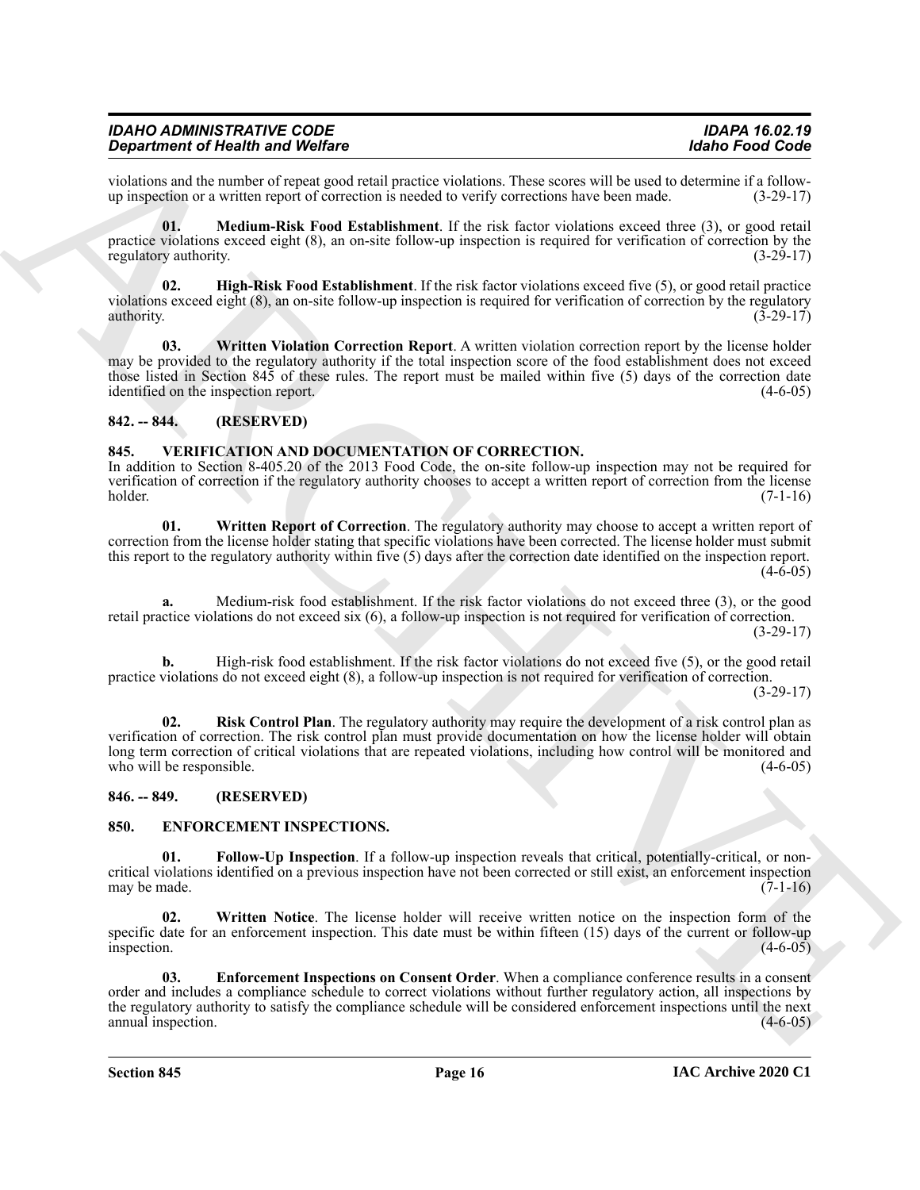violations and the number of repeat good retail practice violations. These scores will be used to determine if a follow-up inspection or a written report of correction is needed to verify corrections have been made. (3-29-17)

**01. Medium-Risk Food Establishment**. If the risk factor violations exceed three (3), or good retail practice violations exceed eight (8), an on-site follow-up inspection is required for verification of correction by the regulatory authority. (3-29-17)

**02. High-Risk Food Establishment**. If the risk factor violations exceed five (5), or good retail practice violations exceed eight (8), an on-site follow-up inspection is required for verification of correction by the regulatory authority. (3-29-17)

**03. Written Violation Correction Report**. A written violation correction report by the license holder may be provided to the regulatory authority if the total inspection score of the food establishment does not exceed those listed in Section 845 of these rules. The report must be mailed within five (5) days of the correction date identified on the inspection report. (4-6-05)

## 842. -- 844. (RESERVED)

## 845. VERIFICATION AND DOCUMENTATION OF CORRECTION.

In addition to Section 8-405.20 of the 2013 Food Code, the on-site follow-up inspection may not be required for verification of correction if the regulatory authority chooses to accept a written report of correction from the license holder. (7-1-16)

**01. Written Report of Correction**. The regulatory authority may choose to accept a written report of correction from the license holder stating that specific violations have been corrected. The license holder must submit this report to the regulatory authority within five (5) days after the correction date identified on the inspection report. (4-6-05)

**a.** Medium-risk food establishment. If the risk factor violations do not exceed three (3), or the good retail practice violations do not exceed six (6), a follow-up inspection is not required for verification of correction. (3-29-17)

**b.** High-risk food establishment. If the risk factor violations do not exceed five (5), or the good retail practice violations do not exceed eight (8), a follow-up inspection is not required for verification of correction. (3-29-17)

**02. Risk Control Plan**. The regulatory authority may require the development of a risk control plan as verification of correction. The risk control plan must provide documentation on how the license holder will obtain long term correction of critical violations that are repeated violations, including how control will be monitored and who will be responsible. (4-6-05)

## 846. -- 849. (RESERVED)

## 850. ENFORCEMENT INSPECTIONS.

**01. Follow-Up Inspection**. If a follow-up inspection reveals that critical, potentially-critical, or non-critical violations identified on a previous inspection have not been corrected or still exist, an enforcement inspection may be made. (7-1-16)

**02. Written Notice**. The license holder will receive written notice on the inspection form of the specific date for an enforcement inspection. This date must be within fifteen (15) days of the current or follow-up inspection. (4-6-05)

**03. Enforcement Inspections on Consent Order**. When a compliance conference results in a consent order and includes a compliance schedule to correct violations without further regulatory action, all inspections by the regulatory authority to satisfy the compliance schedule will be considered enforcement inspections until the next annual inspection. (4-6-05)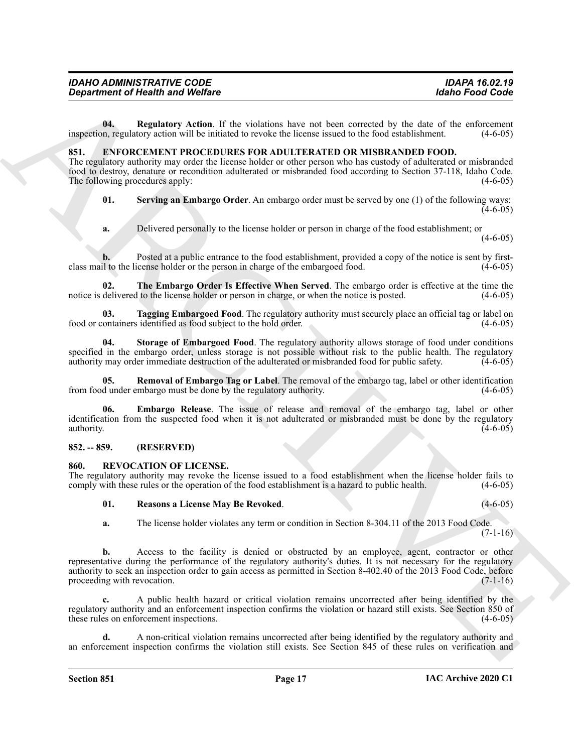**04. Regulatory Action**. If the violations have not been corrected by the date of the enforcement inspection, regulatory action will be initiated to revoke the license issued to the food establishment. (4-6-05)

### 851. ENFORCEMENT PROCEDURES FOR ADULTERATED OR MISBRANDED FOOD.

The regulatory authority may order the license holder or other person who has custody of adulterated or misbranded food to destroy, denature or recondition adulterated or misbranded food according to Section 37-118, Idaho Code. The following procedures apply: (4-6-05)

**01. Serving an Embargo Order**. An embargo order must be served by one (1) of the following ways: (4-6-05)

**a.** Delivered personally to the license holder or person in charge of the food establishment; or (4-6-05)

**b.** Posted at a public entrance to the food establishment, provided a copy of the notice is sent by first-class mail to the license holder or the person in charge of the embargoed food. (4-6-05)

**02. The Embargo Order Is Effective When Served**. The embargo order is effective at the time the notice is delivered to the license holder or person in charge, or when the notice is posted. (4-6-05)

**03. Tagging Embargoed Food**. The regulatory authority must securely place an official tag or label on food or containers identified as food subject to the hold order. (4-6-05)

**04. Storage of Embargoed Food**. The regulatory authority allows storage of food under conditions specified in the embargo order, unless storage is not possible without risk to the public health. The regulatory authority may order immediate destruction of the adulterated or misbranded food for public safety. (4-6-05)

**05. Removal of Embargo Tag or Label**. The removal of the embargo tag, label or other identification from food under embargo must be done by the regulatory authority. (4-6-05)

**06. Embargo Release**. The issue of release and removal of the embargo tag, label or other identification from the suspected food when it is not adulterated or misbranded must be done by the regulatory authority. (4-6-05)

### 852. -- 859. (RESERVED)

### 860. REVOCATION OF LICENSE.

The regulatory authority may revoke the license issued to a food establishment when the license holder fails to comply with these rules or the operation of the food establishment is a hazard to public health. (4-6-05)

**01. Reasons a License May Be Revoked**. (4-6-05)

**a.** The license holder violates any term or condition in Section 8-304.11 of the 2013 Food Code. (7-1-16)

**b.** Access to the facility is denied or obstructed by an employee, agent, contractor or other representative during the performance of the regulatory authority's duties. It is not necessary for the regulatory authority to seek an inspection order to gain access as permitted in Section 8-402.40 of the 2013 Food Code, before proceeding with revocation. (7-1-16)

**c.** A public health hazard or critical violation remains uncorrected after being identified by the regulatory authority and an enforcement inspection confirms the violation or hazard still exists. See Section 850 of these rules on enforcement inspections. (4-6-05)

**d.** A non-critical violation remains uncorrected after being identified by the regulatory authority and an enforcement inspection confirms the violation still exists. See Section 845 of these rules on verification and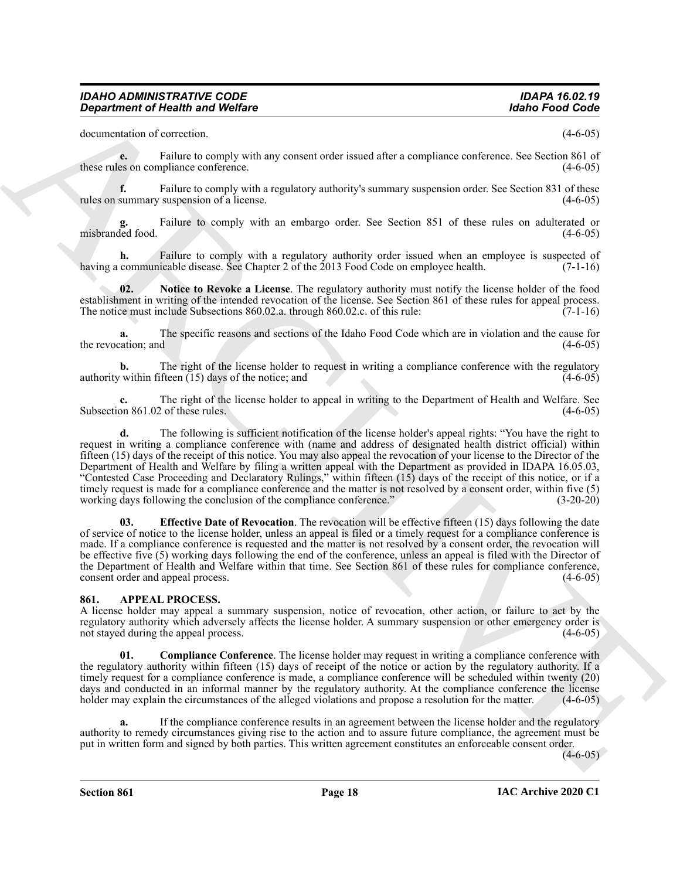documentation of correction. (4-6-05)

**e.** Failure to comply with any consent order issued after a compliance conference. See Section 861 of these rules on compliance conference. (4-6-05)

**f.** Failure to comply with a regulatory authority's summary suspension order. See Section 831 of these rules on summary suspension of a license. (4-6-05)

**g.** Failure to comply with an embargo order. See Section 851 of these rules on adulterated or misbranded food. (4-6-05)

**h.** Failure to comply with a regulatory authority order issued when an employee is suspected of having a communicable disease. See Chapter 2 of the 2013 Food Code on employee health. (7-1-16)

**02. Notice to Revoke a License**. The regulatory authority must notify the license holder of the food establishment in writing of the intended revocation of the license. See Section 861 of these rules for appeal process. The notice must include Subsections 860.02.a. through 860.02.c. of this rule: (7-1-16)

**a.** The specific reasons and sections of the Idaho Food Code which are in violation and the cause for the revocation; and (4-6-05)

**b.** The right of the license holder to request in writing a compliance conference with the regulatory authority within fifteen (15) days of the notice; and (4-6-05)

**c.** The right of the license holder to appeal in writing to the Department of Health and Welfare. See Subsection 861.02 of these rules. (4-6-05)

**d.** The following is sufficient notification of the license holder's appeal rights: "You have the right to request in writing a compliance conference with (name and address of designated health district official) within fifteen (15) days of the receipt of this notice. You may also appeal the revocation of your license to the Director of the Department of Health and Welfare by filing a written appeal with the Department as provided in IDAPA 16.05.03, "Contested Case Proceeding and Declaratory Rulings," within fifteen (15) days of the receipt of this notice, or if a timely request is made for a compliance conference and the matter is not resolved by a consent order, within five (5) working days following the conclusion of the compliance conference." (3-20-20)

**03. Effective Date of Revocation**. The revocation will be effective fifteen (15) days following the date of service of notice to the license holder, unless an appeal is filed or a timely request for a compliance conference is made. If a compliance conference is requested and the matter is not resolved by a consent order, the revocation will be effective five (5) working days following the end of the conference, unless an appeal is filed with the Director of the Department of Health and Welfare within that time. See Section 861 of these rules for compliance conference, consent order and appeal process. (4-6-05)

## 861. APPEAL PROCESS.

A license holder may appeal a summary suspension, notice of revocation, other action, or failure to act by the regulatory authority which adversely affects the license holder. A summary suspension or other emergency order is not stayed during the appeal process. (4-6-05)

**01. Compliance Conference**. The license holder may request in writing a compliance conference with the regulatory authority within fifteen (15) days of receipt of the notice or action by the regulatory authority. If a timely request for a compliance conference is made, a compliance conference will be scheduled within twenty (20) days and conducted in an informal manner by the regulatory authority. At the compliance conference the license holder may explain the circumstances of the alleged violations and propose a resolution for the matter. (4-6-05)

**a.** If the compliance conference results in an agreement between the license holder and the regulatory authority to remedy circumstances giving rise to the action and to assure future compliance, the agreement must be put in written form and signed by both parties. This written agreement constitutes an enforceable consent order. (4-6-05)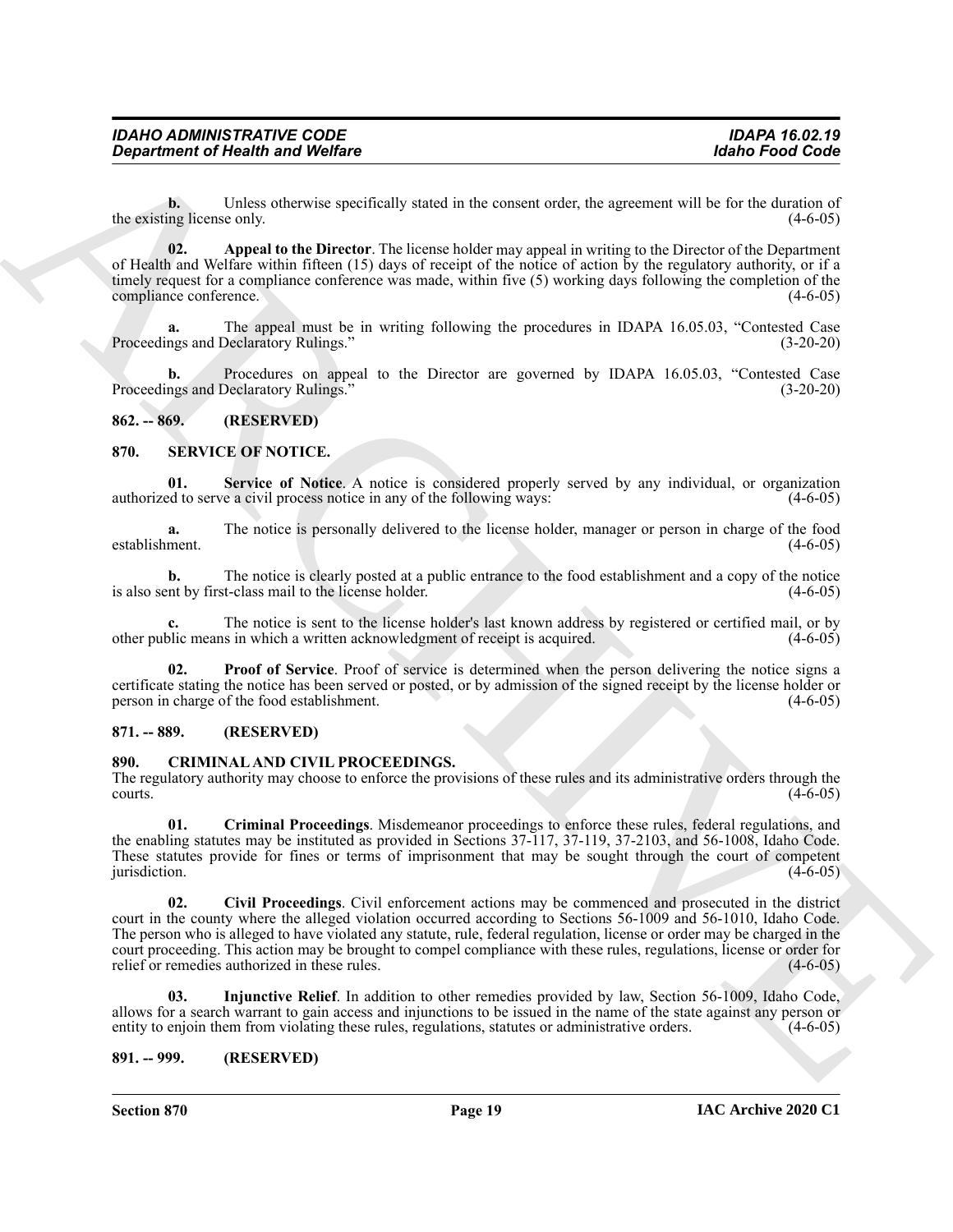**b.** Unless otherwise specifically stated in the consent order, the agreement will be for the duration of the existing license only. (4-6-05)

**02. Appeal to the Director**. The license holder may appeal in writing to the Director of the Department of Health and Welfare within fifteen (15) days of receipt of the notice of action by the regulatory authority, or if a timely request for a compliance conference was made, within five (5) working days following the completion of the compliance conference. (4-6-05)

**a.** The appeal must be in writing following the procedures in IDAPA 16.05.03, "Contested Case Proceedings and Declaratory Rulings." (3-20-20)

**b.** Procedures on appeal to the Director are governed by IDAPA 16.05.03, "Contested Case Proceedings and Declaratory Rulings." (3-20-20)

## 862. -- 869. (RESERVED)

## 870. SERVICE OF NOTICE.

**01. Service of Notice**. A notice is considered properly served by any individual, or organization authorized to serve a civil process notice in any of the following ways: (4-6-05)

**a.** The notice is personally delivered to the license holder, manager or person in charge of the food establishment. (4-6-05)

**b.** The notice is clearly posted at a public entrance to the food establishment and a copy of the notice is also sent by first-class mail to the license holder. (4-6-05)

**c.** The notice is sent to the license holder's last known address by registered or certified mail, or by other public means in which a written acknowledgment of receipt is acquired. (4-6-05)

**02. Proof of Service**. Proof of service is determined when the person delivering the notice signs a certificate stating the notice has been served or posted, or by admission of the signed receipt by the license holder or person in charge of the food establishment. (4-6-05)

## 871. -- 889. (RESERVED)

## 890. CRIMINAL AND CIVIL PROCEEDINGS.

The regulatory authority may choose to enforce the provisions of these rules and its administrative orders through the courts. (4-6-05)

**01. Criminal Proceedings**. Misdemeanor proceedings to enforce these rules, federal regulations, and the enabling statutes may be instituted as provided in Sections 37-117, 37-119, 37-2103, and 56-1008, Idaho Code. These statutes provide for fines or terms of imprisonment that may be sought through the court of competent jurisdiction. (4-6-05)

**02. Civil Proceedings**. Civil enforcement actions may be commenced and prosecuted in the district court in the county where the alleged violation occurred according to Sections 56-1009 and 56-1010, Idaho Code. The person who is alleged to have violated any statute, rule, federal regulation, license or order may be charged in the court proceeding. This action may be brought to compel compliance with these rules, regulations, license or order for relief or remedies authorized in these rules. (4-6-05)

**03. Injunctive Relief**. In addition to other remedies provided by law, Section 56-1009, Idaho Code, allows for a search warrant to gain access and injunctions to be issued in the name of the state against any person or entity to enjoin them from violating these rules, regulations, statutes or administrative orders. (4-6-05)

## 891. -- 999. (RESERVED)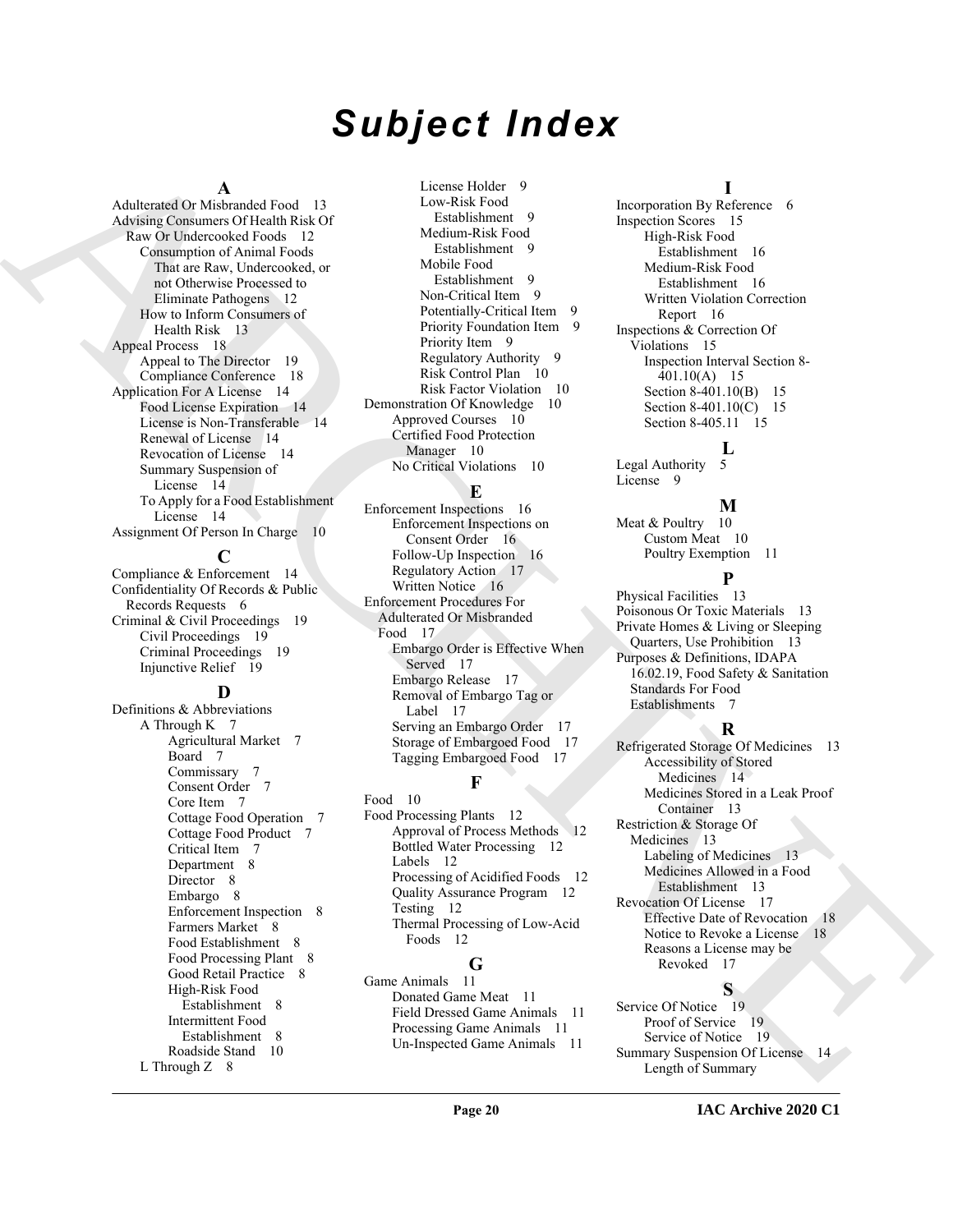# Subject Index

## A

Adulterated Or Misbranded Food 13
Advising Consumers Of Health Risk Of Raw Or Undercooked Foods 12
- Consumption of Animal Foods That are Raw, Undercooked, or not Otherwise Processed to Eliminate Pathogens 12
- How to Inform Consumers of Health Risk 13

Appeal Process 18
- Appeal to The Director 19
- Compliance Conference 18

Application For A License 14
- Food License Expiration 14
- License is Non-Transferable 14
- Renewal of License 14
- Revocation of License 14
- Summary Suspension of License 14
- To Apply for a Food Establishment License 14

Assignment Of Person In Charge 10

## C

Compliance & Enforcement 14
Confidentiality Of Records & Public Records Requests 6
Criminal & Civil Proceedings 19
- Civil Proceedings 19
- Criminal Proceedings 19
- Injunctive Relief 19

## D

Definitions & Abbreviations
- A Through K 7
  - Agricultural Market 7
  - Board 7
  - Commissary 7
  - Consent Order 7
  - Core Item 7
  - Cottage Food Operation 7
  - Cottage Food Product 7
  - Critical Item 7
  - Department 8
  - Director 8
  - Embargo 8
  - Enforcement Inspection 8
  - Farmers Market 8
  - Food Establishment 8
  - Food Processing Plant 8
  - Good Retail Practice 8
  - High-Risk Food Establishment 8
  - Intermittent Food Establishment 8
  - Roadside Stand 10
- L Through Z 8
  - License Holder 9
  - Low-Risk Food Establishment 9
  - Medium-Risk Food Establishment 9
  - Mobile Food Establishment 9
  - Non-Critical Item 9
  - Potentially-Critical Item 9
  - Priority Foundation Item 9
  - Priority Item 9
  - Regulatory Authority 9
  - Risk Control Plan 10
  - Risk Factor Violation 10

Demonstration Of Knowledge 10
- Approved Courses 10
- Certified Food Protection Manager 10
- No Critical Violations 10

## E

Enforcement Inspections 16
- Enforcement Inspections on Consent Order 16
- Follow-Up Inspection 16
- Regulatory Action 17
- Written Notice 16

Enforcement Procedures For Adulterated Or Misbranded Food 17
- Embargo Order is Effective When Served 17
- Embargo Release 17
- Removal of Embargo Tag or Label 17
- Serving an Embargo Order 17
- Storage of Embargoed Food 17
- Tagging Embargoed Food 17

## F

Food 10
Food Processing Plants 12
- Approval of Process Methods 12
- Bottled Water Processing 12
- Labels 12
- Processing of Acidified Foods 12
- Quality Assurance Program 12
- Testing 12
- Thermal Processing of Low-Acid Foods 12

## G

Game Animals 11
- Donated Game Meat 11
- Field Dressed Game Animals 11
- Processing Game Animals 11
- Un-Inspected Game Animals 11

## I

Incorporation By Reference 6
Inspection Scores 15
- High-Risk Food Establishment 16
- Medium-Risk Food Establishment 16
- Written Violation Correction Report 16

Inspections & Correction Of Violations 15
- Inspection Interval Section 8-401.10(A) 15
- Section 8-401.10(B) 15
- Section 8-401.10(C) 15
- Section 8-405.11 15

## L

Legal Authority 5
License 9

## M

Meat & Poultry 10
- Custom Meat 10
- Poultry Exemption 11

## P

Physical Facilities 13
Poisonous Or Toxic Materials 13
Private Homes & Living or Sleeping Quarters, Use Prohibition 13
Purposes & Definitions, IDAPA 16.02.19, Food Safety & Sanitation Standards For Food Establishments 7

## R

Refrigerated Storage Of Medicines 13
- Accessibility of Stored Medicines 14
- Medicines Stored in a Leak Proof Container 13

Restriction & Storage Of Medicines 13
- Labeling of Medicines 13
- Medicines Allowed in a Food Establishment 13

Revocation Of License 17
- Effective Date of Revocation 18
- Notice to Revoke a License 18
- Reasons a License may be Revoked 17

## S

Service Of Notice 19
- Proof of Service 19
- Service of Notice 19

Summary Suspension Of License 14
- Length of Summary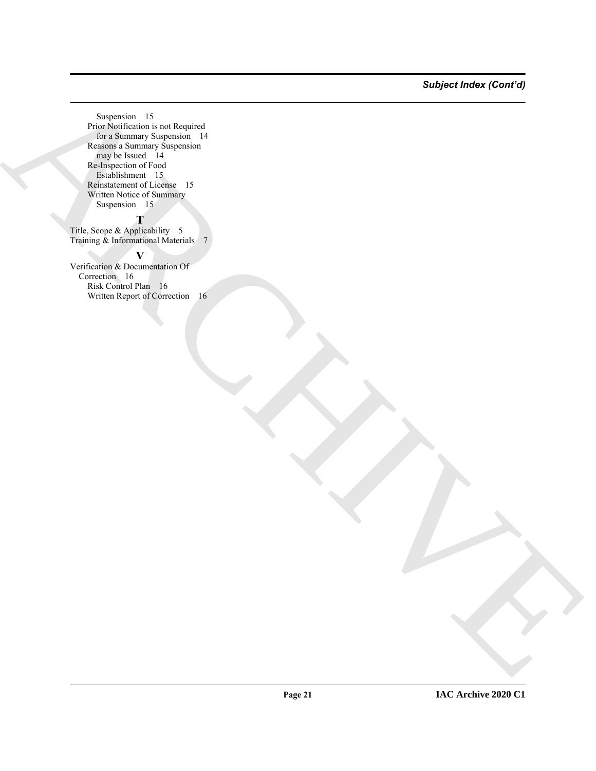Suspension 15
  Prior Notification is not Required for a Summary Suspension 14
  Reasons a Summary Suspension may be Issued 14
  Re-Inspection of Food Establishment 15
  Reinstatement of License 15
  Written Notice of Summary Suspension 15

**T**

Title, Scope & Applicability 5
Training & Informational Materials 7

**V**

Verification & Documentation Of Correction 16
  Risk Control Plan 16
  Written Report of Correction 16